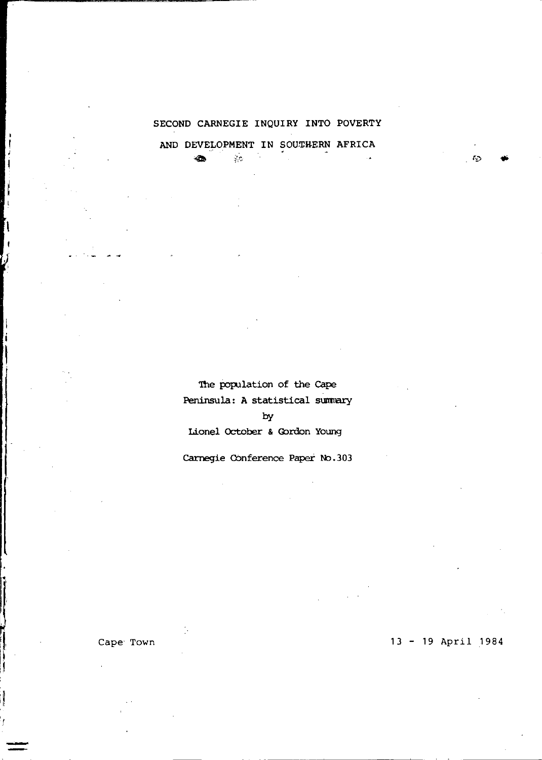# SECOND CARNEGIE INQUIRY INTO POVERTY

# AND DEVELOPMENT IN SOUTHERN AFRICA

The population of the Cape Peninsula: A statistical summary

by

Lionel October & Gordon Young

Carnegie Conference Paper No.303

Cape Town

13 - 19 April 1984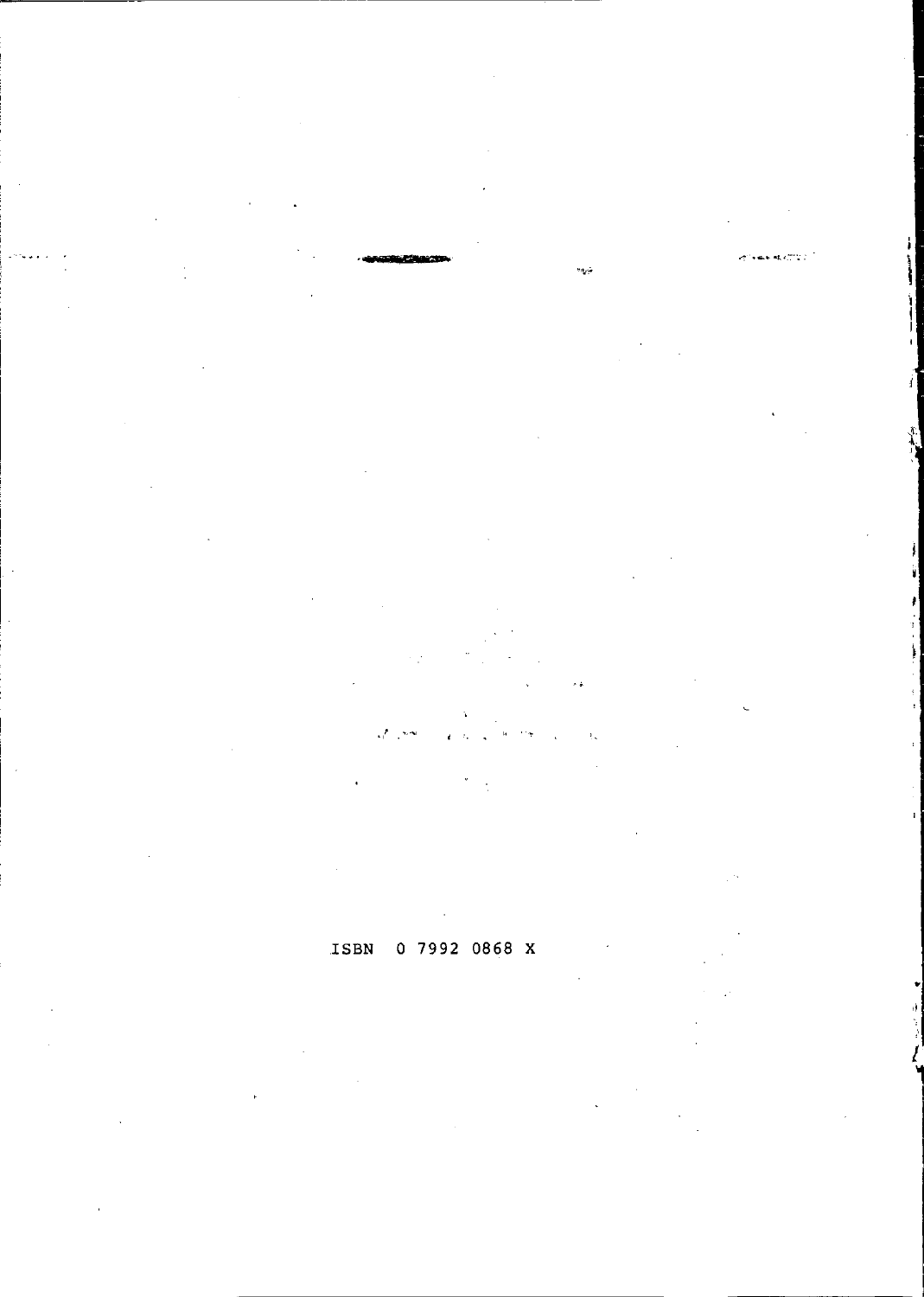ISBN 0 7992 0868 X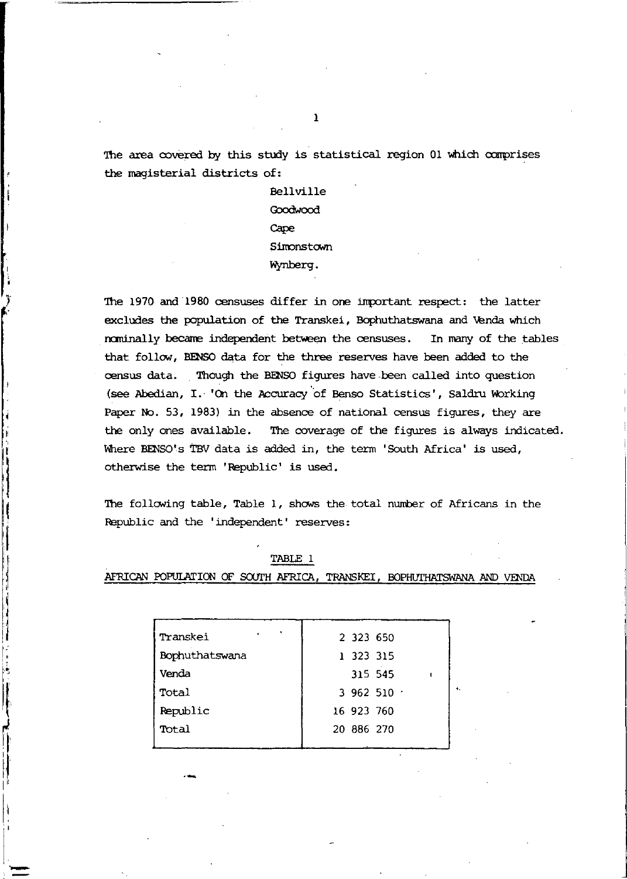The area covered by this study is statistical region 01 which comprises the magisterial districts of:

Bellville
Goodwood
Cape
Simonstown
Wynberg.

The 1970 and 1980 censuses differ in one important respect: the latter excludes the population of the Transkei, Bophuthatswana and Venda which nominally became independent between the censuses. In many of the tables that follow, BENSO data for the three reserves have been added to the census data. Though the BENSO figures have been called into question (see Abedian, I. 'On the Accuracy of Benso Statistics', Saldru Working Paper No. 53, 1983) in the absence of national census figures, they are the only ones available. The coverage of the figures is always indicated. Where BENSO's TBV data is added in, the term 'South Africa' is used, otherwise the term 'Republic' is used.

The following table, Table 1, shows the total number of Africans in the Republic and the 'independent' reserves:

TABLE 1

AFRICAN POPULATION OF SOUTH AFRICA, TRANSKEI, BOPHUTHATSWANA AND VENDA

| | |
|---|---|
| Transkei | 2 323 650 |
| Bophuthatswana | 1 323 315 |
| Venda | 315 545 |
| Total | 3 962 510 |
| Republic | 16 923 760 |
| Total | 20 886 270 |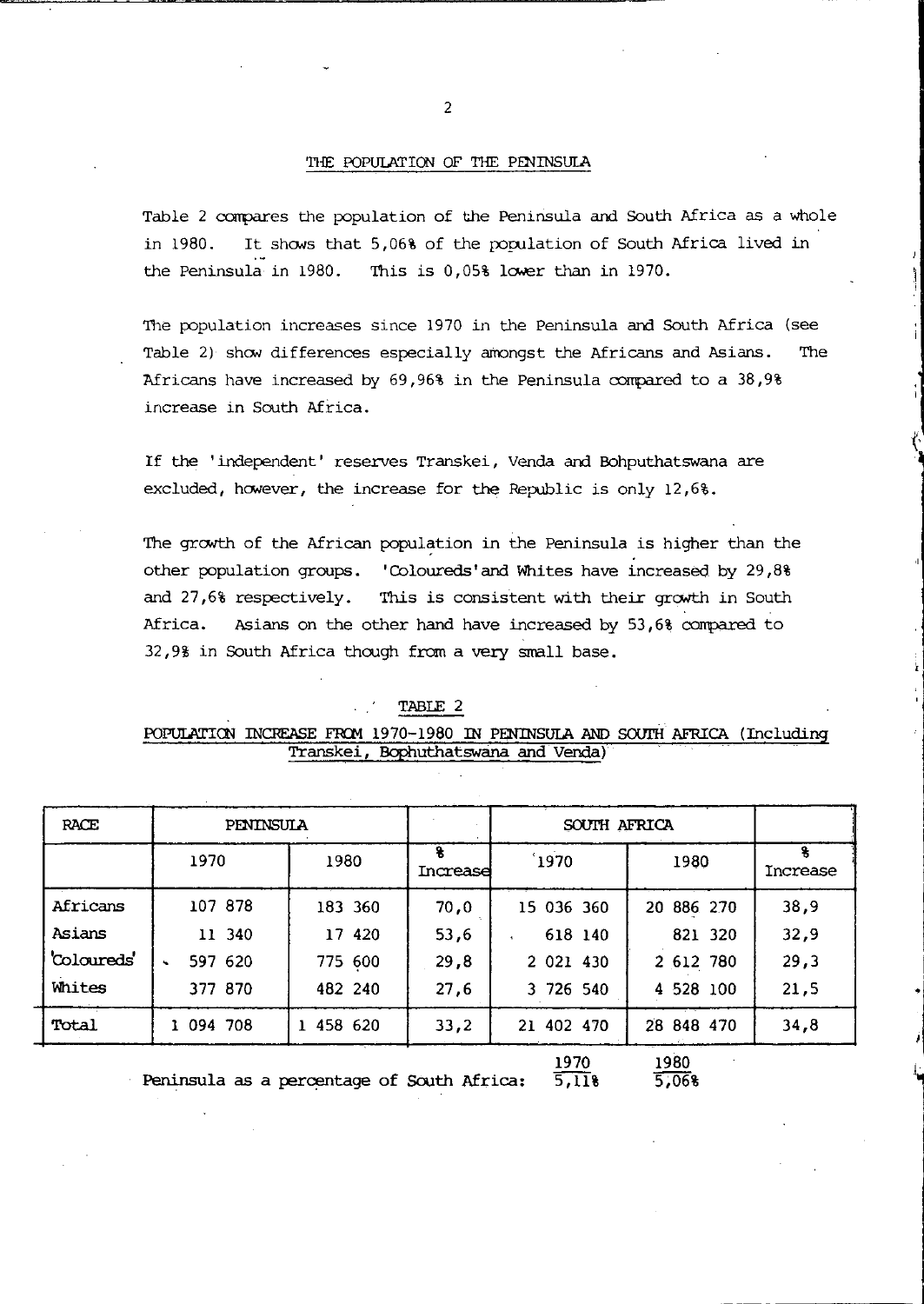## THE POPULATION OF THE PENINSULA

Table 2 compares the population of the Peninsula and South Africa as a whole in 1980. It shows that 5,06% of the population of South Africa lived in the Peninsula in 1980. This is 0,05% lower than in 1970.

The population increases since 1970 in the Peninsula and South Africa (see Table 2) show differences especially amongst the Africans and Asians. The Africans have increased by 69,96% in the Peninsula compared to a 38,9% increase in South Africa.

If the 'independent' reserves Transkei, Venda and Bohputhatswana are excluded, however, the increase for the Republic is only 12,6%.

The growth of the African population in the Peninsula is higher than the other population groups. 'Coloureds' and Whites have increased by 29,8% and 27,6% respectively. This is consistent with their growth in South Africa. Asians on the other hand have increased by 53,6% compared to 32,9% in South Africa though from a very small base.

TABLE 2

POPULATION INCREASE FROM 1970-1980 IN PENINSULA AND SOUTH AFRICA (Including Transkei, Bophuthatswana and Venda)

| RACE | PENINSULA | | | SOUTH AFRICA | | |
|---|---|---|---|---|---|---|
| | 1970 | 1980 | % Increase | 1970 | 1980 | % Increase |
| Africans | 107 878 | 183 360 | 70,0 | 15 036 360 | 20 886 270 | 38,9 |
| Asians | 11 340 | 17 420 | 53,6 | 618 140 | 821 320 | 32,9 |
| 'Coloureds' | 597 620 | 775 600 | 29,8 | 2 021 430 | 2 612 780 | 29,3 |
| Whites | 377 870 | 482 240 | 27,6 | 3 726 540 | 4 528 100 | 21,5 |
| Total | 1 094 708 | 1 458 620 | 33,2 | 21 402 470 | 28 848 470 | 34,8 |

Peninsula as a percentage of South Africa: 1970: 5,11% 1980: 5,06%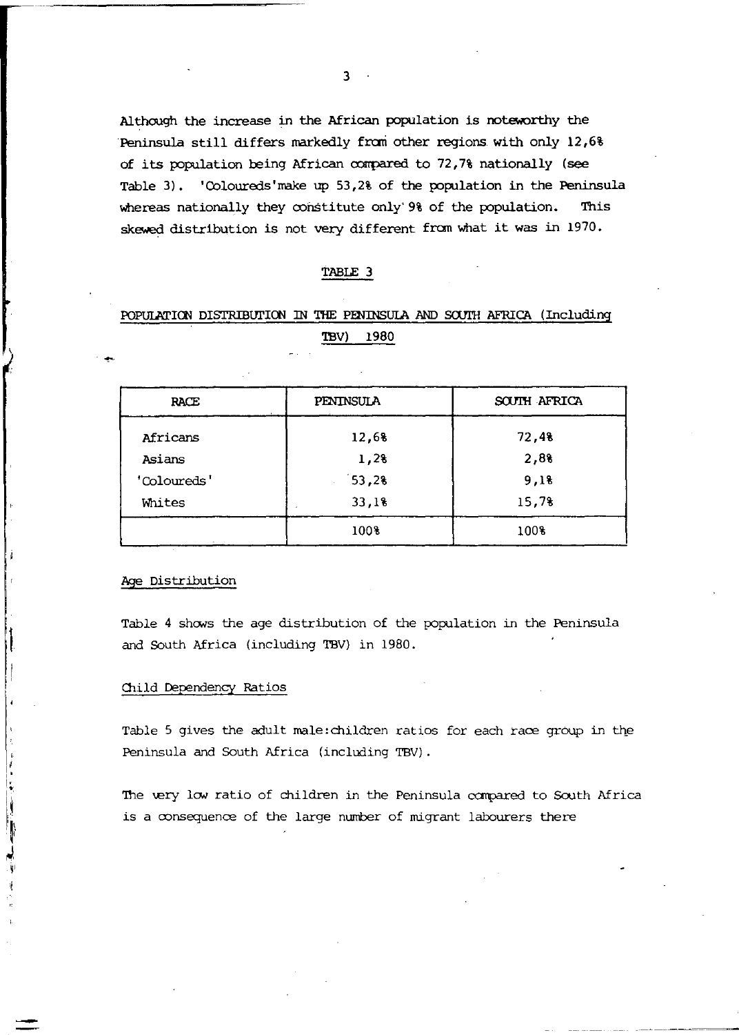Although the increase in the African population is noteworthy the Peninsula still differs markedly from other regions with only 12,6% of its population being African compared to 72,7% nationally (see Table 3). 'Coloureds'make up 53,2% of the population in the Peninsula whereas nationally they constitute only 9% of the population. This skewed distribution is not very different from what it was in 1970.

TABLE 3

POPULATION DISTRIBUTION IN THE PENINSULA AND SOUTH AFRICA (Including TBV) 1980

| RACE | PENINSULA | SOUTH AFRICA |
|---|---|---|
| Africans | 12,6% | 72,4% |
| Asians | 1,2% | 2,8% |
| 'Coloureds' | 53,2% | 9,1% |
| Whites | 33,1% | 15,7% |
| | 100% | 100% |

Age Distribution

Table 4 shows the age distribution of the population in the Peninsula and South Africa (including TBV) in 1980.

Child Dependency Ratios

Table 5 gives the adult male:children ratios for each race group in the Peninsula and South Africa (including TBV).

The very low ratio of children in the Peninsula compared to South Africa is a consequence of the large number of migrant labourers there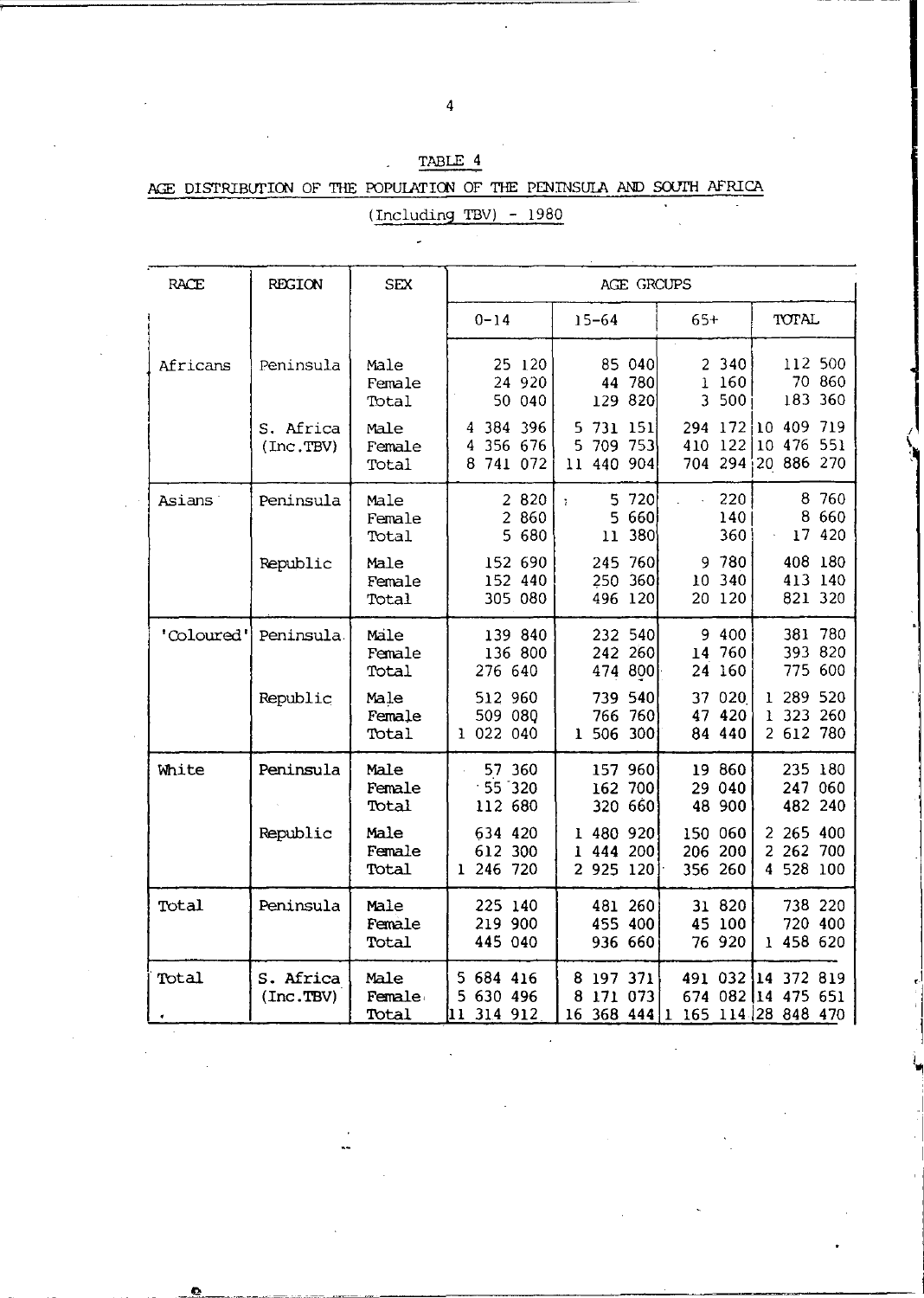TABLE 4

AGE DISTRIBUTION OF THE POPULATION OF THE PENINSULA AND SOUTH AFRICA

(Including TBV) - 1980

| RACE | REGION | SEX | AGE GROUPS | | | |
|---|---|---|---|---|---|---|
| | | | 0-14 | 15-64 | 65+ | TOTAL |
| Africans | Peninsula | Male | 25 120 | 85 040 | 2 340 | 112 500 |
| | | Female | 24 920 | 44 780 | 1 160 | 70 860 |
| | | Total | 50 040 | 129 820 | 3 500 | 183 360 |
| | S. Africa (Inc.TBV) | Male | 4 384 396 | 5 731 151 | 294 172 | 10 409 719 |
| | | Female | 4 356 676 | 5 709 753 | 410 122 | 10 476 551 |
| | | Total | 8 741 072 | 11 440 904 | 704 294 | 20 886 270 |
| Asians | Peninsula | Male | 2 820 | 5 720 | 220 | 8 760 |
| | | Female | 2 860 | 5 660 | 140 | 8 660 |
| | | Total | 5 680 | 11 380 | 360 | 17 420 |
| | Republic | Male | 152 690 | 245 760 | 9 780 | 408 180 |
| | | Female | 152 440 | 250 360 | 10 340 | 413 140 |
| | | Total | 305 080 | 496 120 | 20 120 | 821 320 |
| 'Coloured' | Peninsula | Male | 139 840 | 232 540 | 9 400 | 381 780 |
| | | Female | 136 800 | 242 260 | 14 760 | 393 820 |
| | | Total | 276 640 | 474 800 | 24 160 | 775 600 |
| | Republic | Male | 512 960 | 739 540 | 37 020 | 1 289 520 |
| | | Female | 509 080 | 766 760 | 47 420 | 1 323 260 |
| | | Total | 1 022 040 | 1 506 300 | 84 440 | 2 612 780 |
| White | Peninsula | Male | 57 360 | 157 960 | 19 860 | 235 180 |
| | | Female | 55 320 | 162 700 | 29 040 | 247 060 |
| | | Total | 112 680 | 320 660 | 48 900 | 482 240 |
| | Republic | Male | 634 420 | 1 480 920 | 150 060 | 2 265 400 |
| | | Female | 612 300 | 1 444 200 | 206 200 | 2 262 700 |
| | | Total | 1 246 720 | 2 925 120 | 356 260 | 4 528 100 |
| Total | Peninsula | Male | 225 140 | 481 260 | 31 820 | 738 220 |
| | | Female | 219 900 | 455 400 | 45 100 | 720 400 |
| | | Total | 445 040 | 936 660 | 76 920 | 1 458 620 |
| Total | S. Africa (Inc.TBV) | Male | 5 684 416 | 8 197 371 | 491 032 | 14 372 819 |
| | | Female | 5 630 496 | 8 171 073 | 674 082 | 14 475 651 |
| | | Total | 11 314 912 | 16 368 444 | 1 165 114 | 28 848 470 |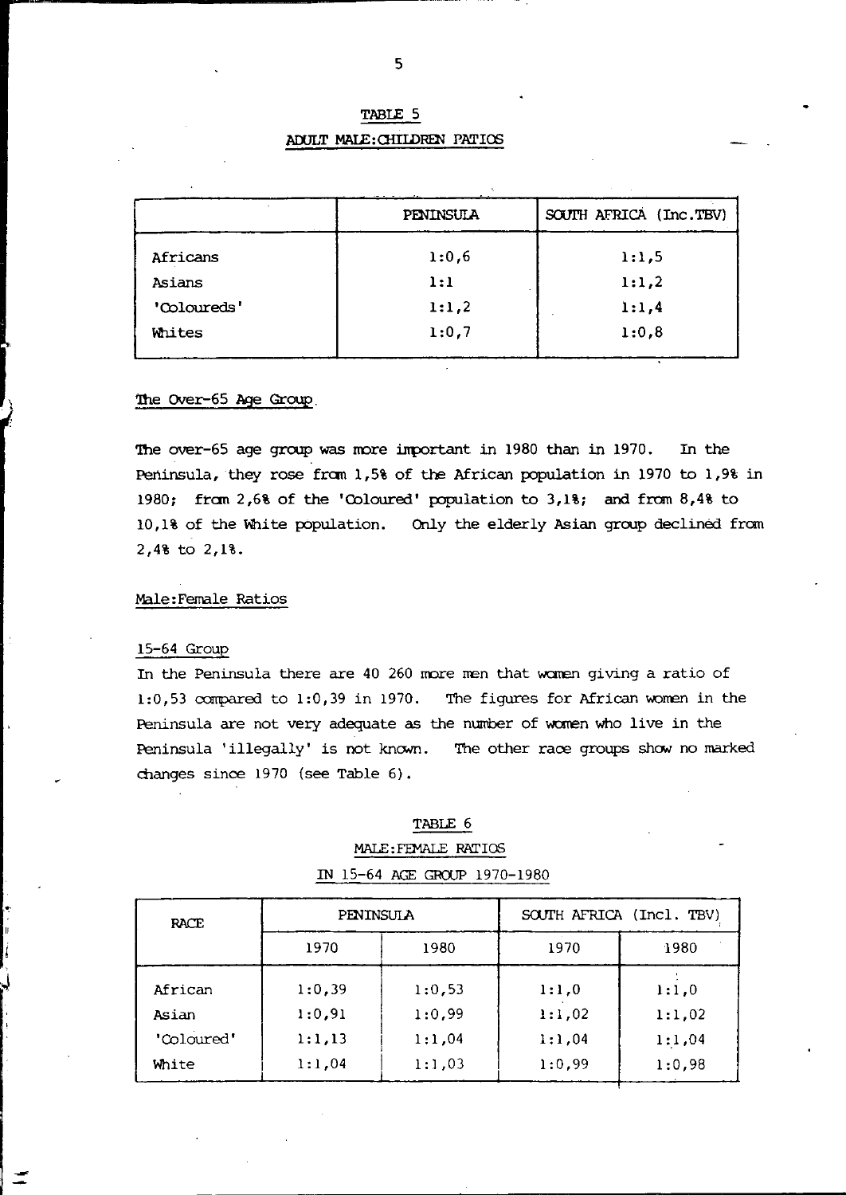TABLE 5

ADULT MALE:CHILDREN RATIOS

| | PENINSULA | SOUTH AFRICA (Inc.TBV) |
|---|---|---|
| Africans | 1:0,6 | 1:1,5 |
| Asians | 1:1 | 1:1,2 |
| 'Coloureds' | 1:1,2 | 1:1,4 |
| Whites | 1:0,7 | 1:0,8 |

## The Over-65 Age Group

The over-65 age group was more important in 1980 than in 1970. In the Peninsula, they rose from 1,5% of the African population in 1970 to 1,9% in 1980; from 2,6% of the 'Coloured' population to 3,1%; and from 8,4% to 10,1% of the White population. Only the elderly Asian group declined from 2,4% to 2,1%.

## Male:Female Ratios

### 15-64 Group

In the Peninsula there are 40 260 more men that women giving a ratio of 1:0,53 compared to 1:0,39 in 1970. The figures for African women in the Peninsula are not very adequate as the number of women who live in the Peninsula 'illegally' is not known. The other race groups show no marked changes since 1970 (see Table 6).

TABLE 6

MALE:FEMALE RATIOS

IN 15-64 AGE GROUP 1970-1980

| RACE | PENINSULA | | SOUTH AFRICA (Incl. TBV) | |
|---|---|---|---|---|
| | 1970 | 1980 | 1970 | 1980 |
| African | 1:0,39 | 1:0,53 | 1:1,0 | 1:1,0 |
| Asian | 1:0,91 | 1:0,99 | 1:1,02 | 1:1,02 |
| 'Coloured' | 1:1,13 | 1:1,04 | 1:1,04 | 1:1,04 |
| White | 1:1,04 | 1:1,03 | 1:0,99 | 1:0,98 |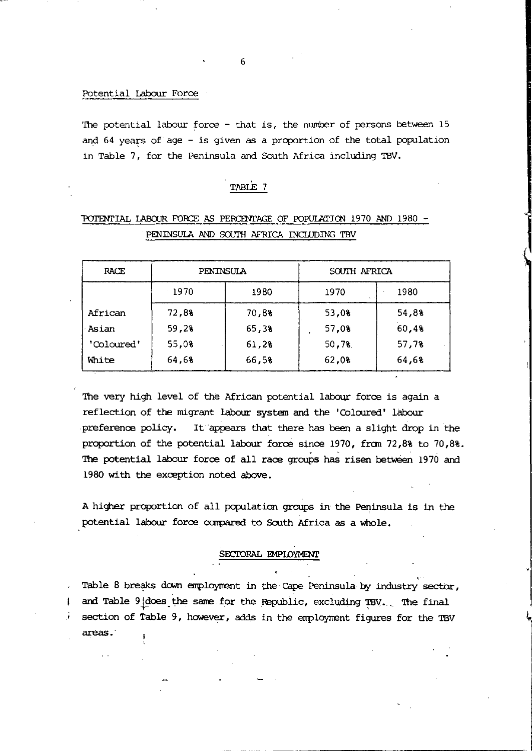Potential Labour Force

The potential labour force - that is, the number of persons between 15 and 64 years of age - is given as a proportion of the total population in Table 7, for the Peninsula and South Africa including TBV.

TABLE 7

POTENTIAL LABOUR FORCE AS PERCENTAGE OF POPULATION 1970 AND 1980 - PENINSULA AND SOUTH AFRICA INCLUDING TBV

| RACE | PENINSULA | | SOUTH AFRICA | |
|---|---|---|---|---|
| | 1970 | 1980 | 1970 | 1980 |
| African | 72,8% | 70,8% | 53,0% | 54,8% |
| Asian | 59,2% | 65,3% | 57,0% | 60,4% |
| 'Coloured' | 55,0% | 61,2% | 50,7% | 57,7% |
| White | 64,6% | 66,5% | 62,0% | 64,6% |

The very high level of the African potential labour force is again a reflection of the migrant labour system and the 'Coloured' labour preference policy. It appears that there has been a slight drop in the proportion of the potential labour force since 1970, from 72,8% to 70,8%. The potential labour force of all race groups has risen between 1970 and 1980 with the exception noted above.

A higher proportion of all population groups in the Peninsula is in the potential labour force compared to South Africa as a whole.

## SECTORAL EMPLOYMENT

Table 8 breaks down employment in the Cape Peninsula by industry sector, and Table 9 does the same for the Republic, excluding TBV. The final section of Table 9, however, adds in the employment figures for the TBV areas.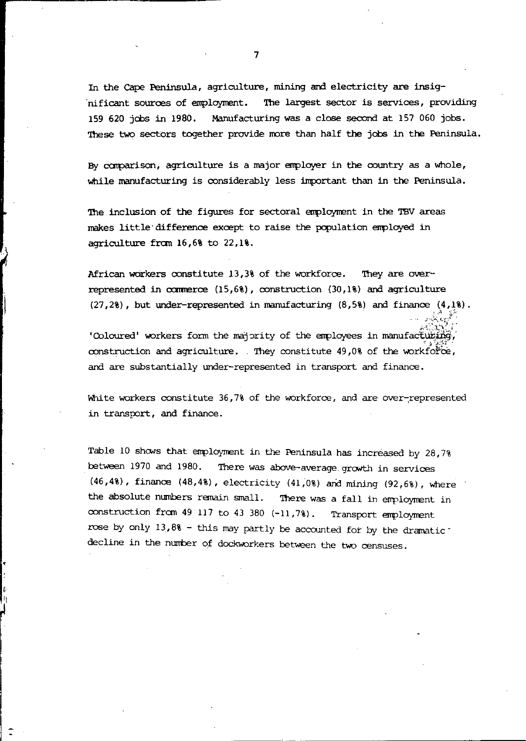In the Cape Peninsula, agriculture, mining and electricity are insignificant sources of employment. The largest sector is services, providing 159 620 jobs in 1980. Manufacturing was a close second at 157 060 jobs. These two sectors together provide more than half the jobs in the Peninsula.

By comparison, agriculture is a major employer in the country as a whole, while manufacturing is considerably less important than in the Peninsula.

The inclusion of the figures for sectoral employment in the TBV areas makes little difference except to raise the population employed in agriculture from 16,6% to 22,1%.

African workers constitute 13,3% of the workforce. They are over-represented in commerce (15,6%), construction (30,1%) and agriculture (27,2%), but under-represented in manufacturing (8,5%) and finance (4,1%).

'Coloured' workers form the majority of the employees in manufacturing, construction and agriculture. They constitute 49,0% of the workforce, and are substantially under-represented in transport and finance.

White workers constitute 36,7% of the workforce, and are over-represented in transport, and finance.

Table 10 shows that employment in the Peninsula has increased by 28,7% between 1970 and 1980. There was above-average growth in services (46,4%), finance (48,4%), electricity (41,0%) and mining (92,6%), where the absolute numbers remain small. There was a fall in employment in construction from 49 117 to 43 380 (-11,7%). Transport employment rose by only 13,8% - this may partly be accounted for by the dramatic decline in the number of dockworkers between the two censuses.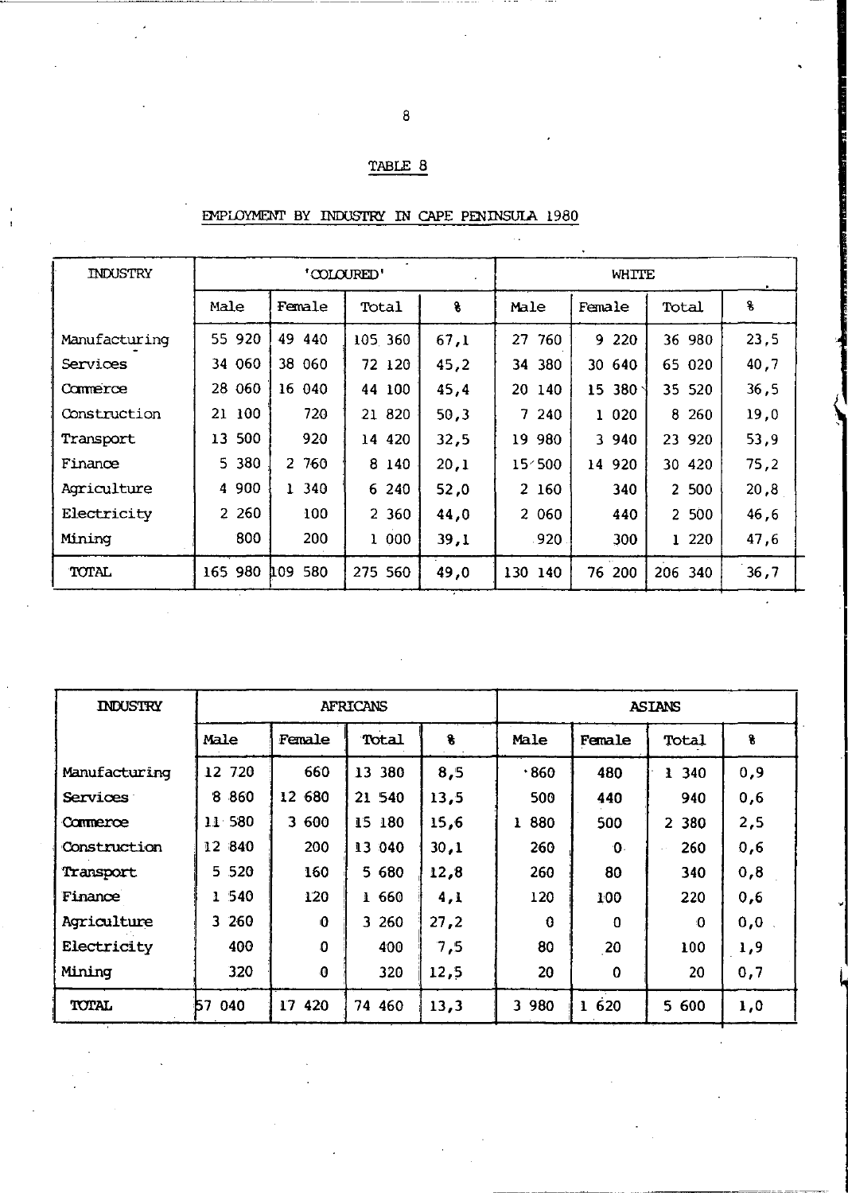## TABLE 8

### EMPLOYMENT BY INDUSTRY IN CAPE PENINSULA 1980

| INDUSTRY | 'COLOURED' | | | | WHITE | | | |
|---|---|---|---|---|---|---|---|---|
| | Male | Female | Total | % | Male | Female | Total | % |
| Manufacturing | 55 920 | 49 440 | 105 360 | 67,1 | 27 760 | 9 220 | 36 980 | 23,5 |
| Services | 34 060 | 38 060 | 72 120 | 45,2 | 34 380 | 30 640 | 65 020 | 40,7 |
| Commerce | 28 060 | 16 040 | 44 100 | 45,4 | 20 140 | 15 380 | 35 520 | 36,5 |
| Construction | 21 100 | 720 | 21 820 | 50,3 | 7 240 | 1 020 | 8 260 | 19,0 |
| Transport | 13 500 | 920 | 14 420 | 32,5 | 19 980 | 3 940 | 23 920 | 53,9 |
| Finance | 5 380 | 2 760 | 8 140 | 20,1 | 15 500 | 14 920 | 30 420 | 75,2 |
| Agriculture | 4 900 | 1 340 | 6 240 | 52,0 | 2 160 | 340 | 2 500 | 20,8 |
| Electricity | 2 260 | 100 | 2 360 | 44,0 | 2 060 | 440 | 2 500 | 46,6 |
| Mining | 800 | 200 | 1 000 | 39,1 | 920 | 300 | 1 220 | 47,6 |
| TOTAL | 165 980 | 109 580 | 275 560 | 49,0 | 130 140 | 76 200 | 206 340 | 36,7 |

| INDUSTRY | AFRICANS | | | | ASIANS | | | |
|---|---|---|---|---|---|---|---|---|
| | Male | Female | Total | % | Male | Female | Total | % |
| Manufacturing | 12 720 | 660 | 13 380 | 8,5 | 860 | 480 | 1 340 | 0,9 |
| Services | 8 860 | 12 680 | 21 540 | 13,5 | 500 | 440 | 940 | 0,6 |
| Commerce | 11 580 | 3 600 | 15 180 | 15,6 | 1 880 | 500 | 2 380 | 2,5 |
| Construction | 12 840 | 200 | 13 040 | 30,1 | 260 | 0 | 260 | 0,6 |
| Transport | 5 520 | 160 | 5 680 | 12,8 | 260 | 80 | 340 | 0,8 |
| Finance | 1 540 | 120 | 1 660 | 4,1 | 120 | 100 | 220 | 0,6 |
| Agriculture | 3 260 | 0 | 3 260 | 27,2 | 0 | 0 | 0 | 0,0 |
| Electricity | 400 | 0 | 400 | 7,5 | 80 | 20 | 100 | 1,9 |
| Mining | 320 | 0 | 320 | 12,5 | 20 | 0 | 20 | 0,7 |
| TOTAL | 57 040 | 17 420 | 74 460 | 13,3 | 3 980 | 1 620 | 5 600 | 1,0 |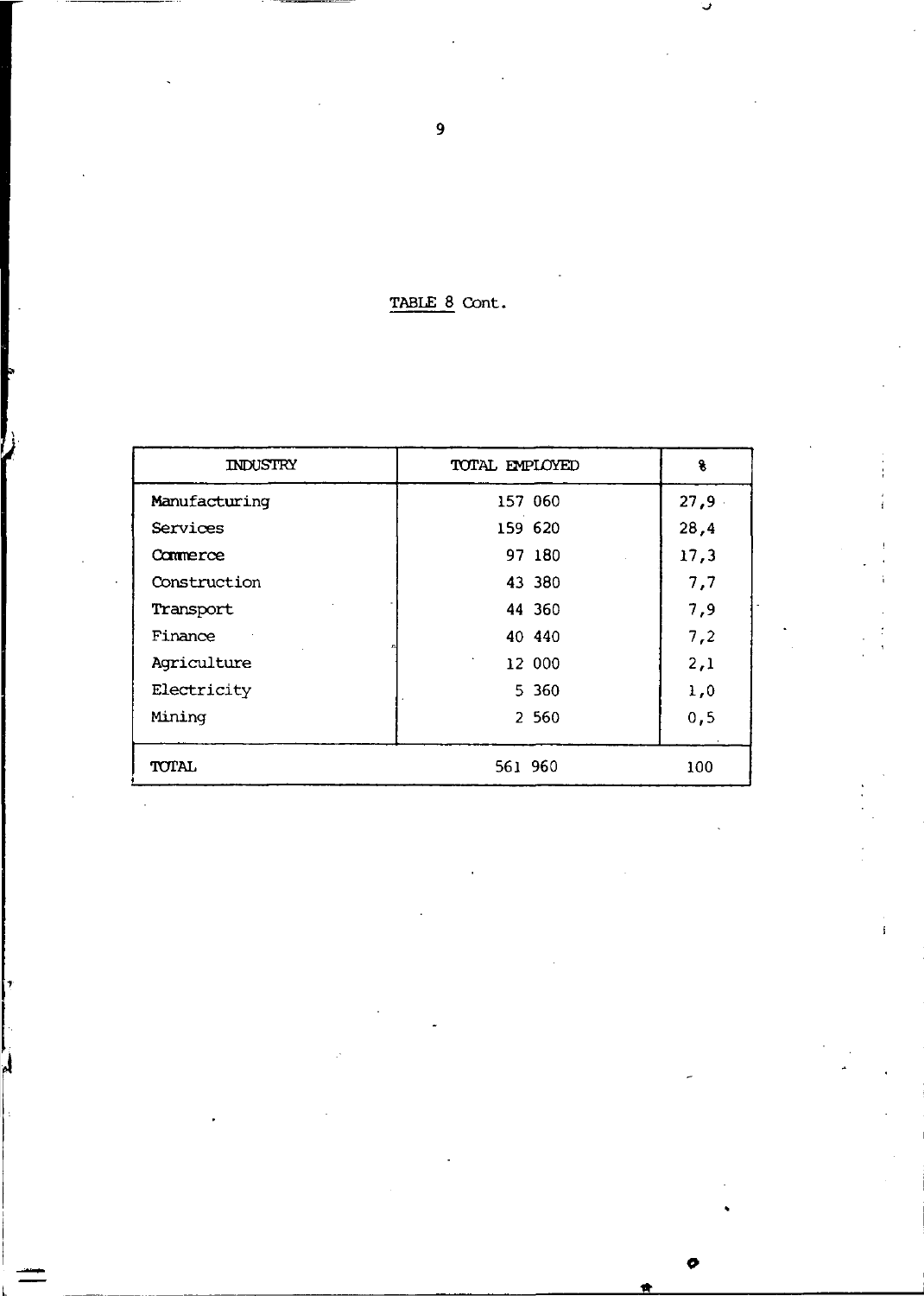TABLE 8 Cont.

| INDUSTRY | TOTAL EMPLOYED | % |
|---|---|---|
| Manufacturing | 157 060 | 27,9 |
| Services | 159 620 | 28,4 |
| Commerce | 97 180 | 17,3 |
| Construction | 43 380 | 7,7 |
| Transport | 44 360 | 7,9 |
| Finance | 40 440 | 7,2 |
| Agriculture | 12 000 | 2,1 |
| Electricity | 5 360 | 1,0 |
| Mining | 2 560 | 0,5 |
| TOTAL | 561 960 | 100 |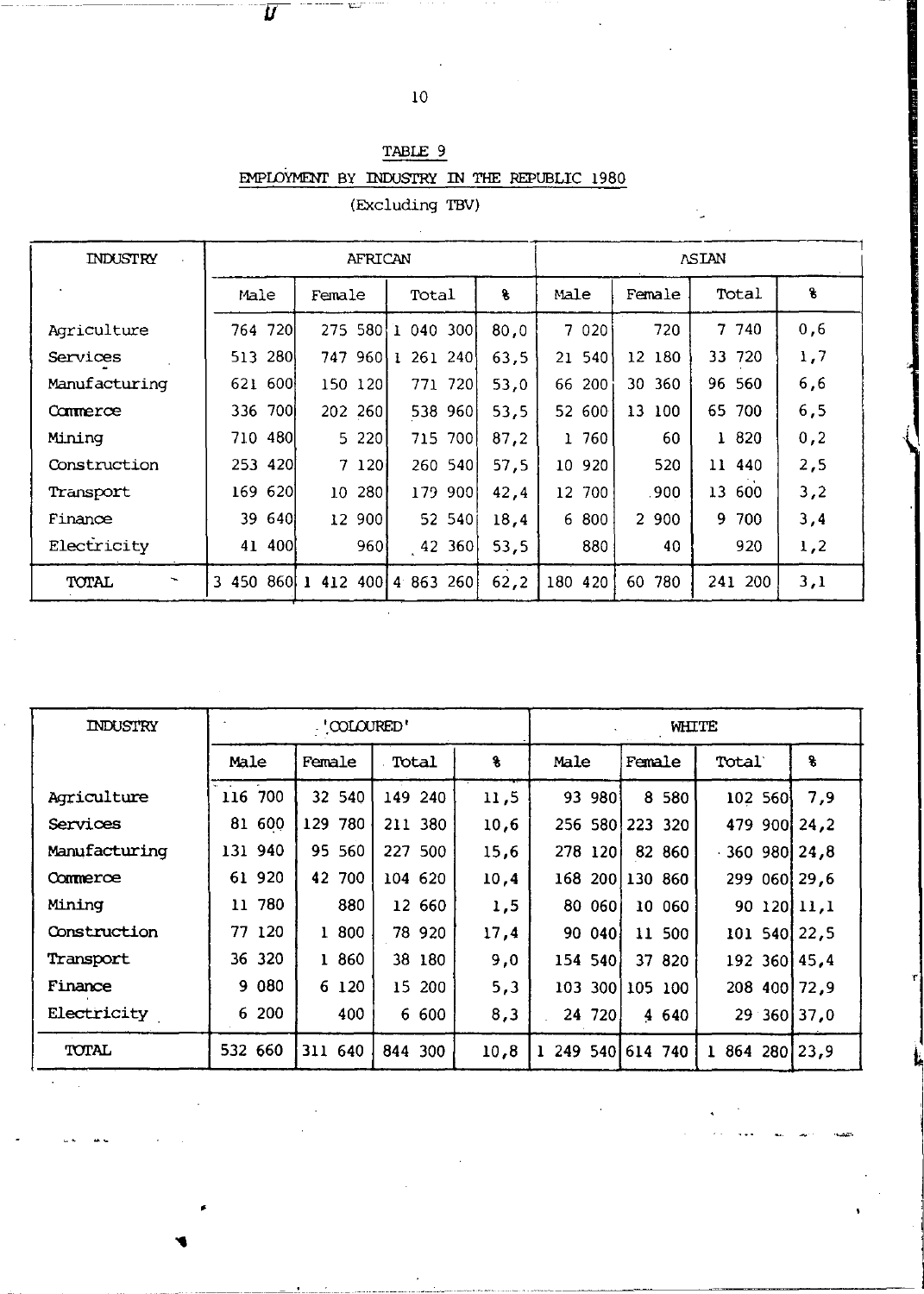TABLE 9

EMPLOYMENT BY INDUSTRY IN THE REPUBLIC 1980

(Excluding TBV)

| INDUSTRY | AFRICAN | | | | ASIAN | | | |
|---|---|---|---|---|---|---|---|---|
| | Male | Female | Total | % | Male | Female | Total | % |
| Agriculture | 764 720 | 275 580 | 1 040 300 | 80,0 | 7 020 | 720 | 7 740 | 0,6 |
| Services | 513 280 | 747 960 | 1 261 240 | 63,5 | 21 540 | 12 180 | 33 720 | 1,7 |
| Manufacturing | 621 600 | 150 120 | 771 720 | 53,0 | 66 200 | 30 360 | 96 560 | 6,6 |
| Commerce | 336 700 | 202 260 | 538 960 | 53,5 | 52 600 | 13 100 | 65 700 | 6,5 |
| Mining | 710 480 | 5 220 | 715 700 | 87,2 | 1 760 | 60 | 1 820 | 0,2 |
| Construction | 253 420 | 7 120 | 260 540 | 57,5 | 10 920 | 520 | 11 440 | 2,5 |
| Transport | 169 620 | 10 280 | 179 900 | 42,4 | 12 700 | 900 | 13 600 | 3,2 |
| Finance | 39 640 | 12 900 | 52 540 | 18,4 | 6 800 | 2 900 | 9 700 | 3,4 |
| Electricity | 41 400 | 960 | 42 360 | 53,5 | 880 | 40 | 920 | 1,2 |
| TOTAL | 3 450 860 | 1 412 400 | 4 863 260 | 62,2 | 180 420 | 60 780 | 241 200 | 3,1 |

| INDUSTRY | 'COLOURED' | | | | WHITE | | | |
|---|---|---|---|---|---|---|---|---|
| | Male | Female | Total | % | Male | Female | Total | % |
| Agriculture | 116 700 | 32 540 | 149 240 | 11,5 | 93 980 | 8 580 | 102 560 | 7,9 |
| Services | 81 600 | 129 780 | 211 380 | 10,6 | 256 580 | 223 320 | 479 900 | 24,2 |
| Manufacturing | 131 940 | 95 560 | 227 500 | 15,6 | 278 120 | 82 860 | 360 980 | 24,8 |
| Commerce | 61 920 | 42 700 | 104 620 | 10,4 | 168 200 | 130 860 | 299 060 | 29,6 |
| Mining | 11 780 | 880 | 12 660 | 1,5 | 80 060 | 10 060 | 90 120 | 11,1 |
| Construction | 77 120 | 1 800 | 78 920 | 17,4 | 90 040 | 11 500 | 101 540 | 22,5 |
| Transport | 36 320 | 1 860 | 38 180 | 9,0 | 154 540 | 37 820 | 192 360 | 45,4 |
| Finance | 9 080 | 6 120 | 15 200 | 5,3 | 103 300 | 105 100 | 208 400 | 72,9 |
| Electricity | 6 200 | 400 | 6 600 | 8,3 | 24 720 | 4 640 | 29 360 | 37,0 |
| TOTAL | 532 660 | 311 640 | 844 300 | 10,8 | 1 249 540 | 614 740 | 1 864 280 | 23,9 |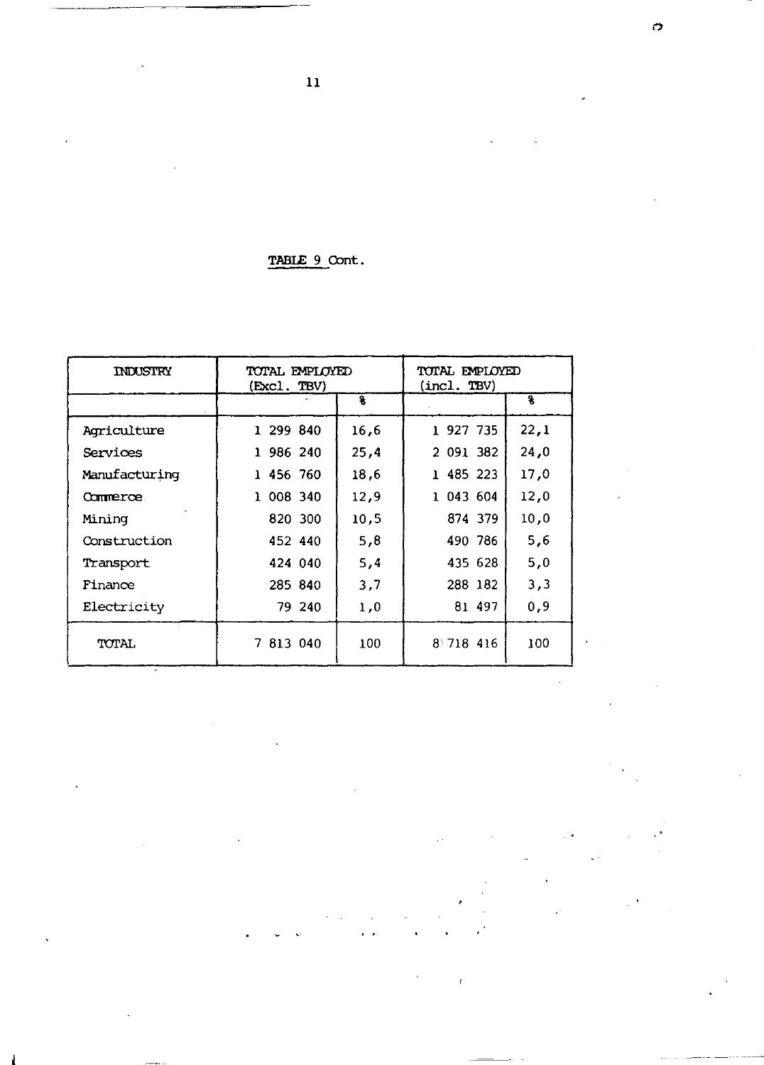TABLE 9 Cont.

| INDUSTRY | TOTAL EMPLOYED (Excl. TBV) | | TOTAL EMPLOYED (incl. TBV) | |
|---|---|---|---|---|
| | | % | | % |
| Agriculture | 1 299 840 | 16,6 | 1 927 735 | 22,1 |
| Services | 1 986 240 | 25,4 | 2 091 382 | 24,0 |
| Manufacturing | 1 456 760 | 18,6 | 1 485 223 | 17,0 |
| Commerce | 1 008 340 | 12,9 | 1 043 604 | 12,0 |
| Mining | 820 300 | 10,5 | 874 379 | 10,0 |
| Construction | 452 440 | 5,8 | 490 786 | 5,6 |
| Transport | 424 040 | 5,4 | 435 628 | 5,0 |
| Finance | 285 840 | 3,7 | 288 182 | 3,3 |
| Electricity | 79 240 | 1,0 | 81 497 | 0,9 |
| TOTAL | 7 813 040 | 100 | 8 718 416 | 100 |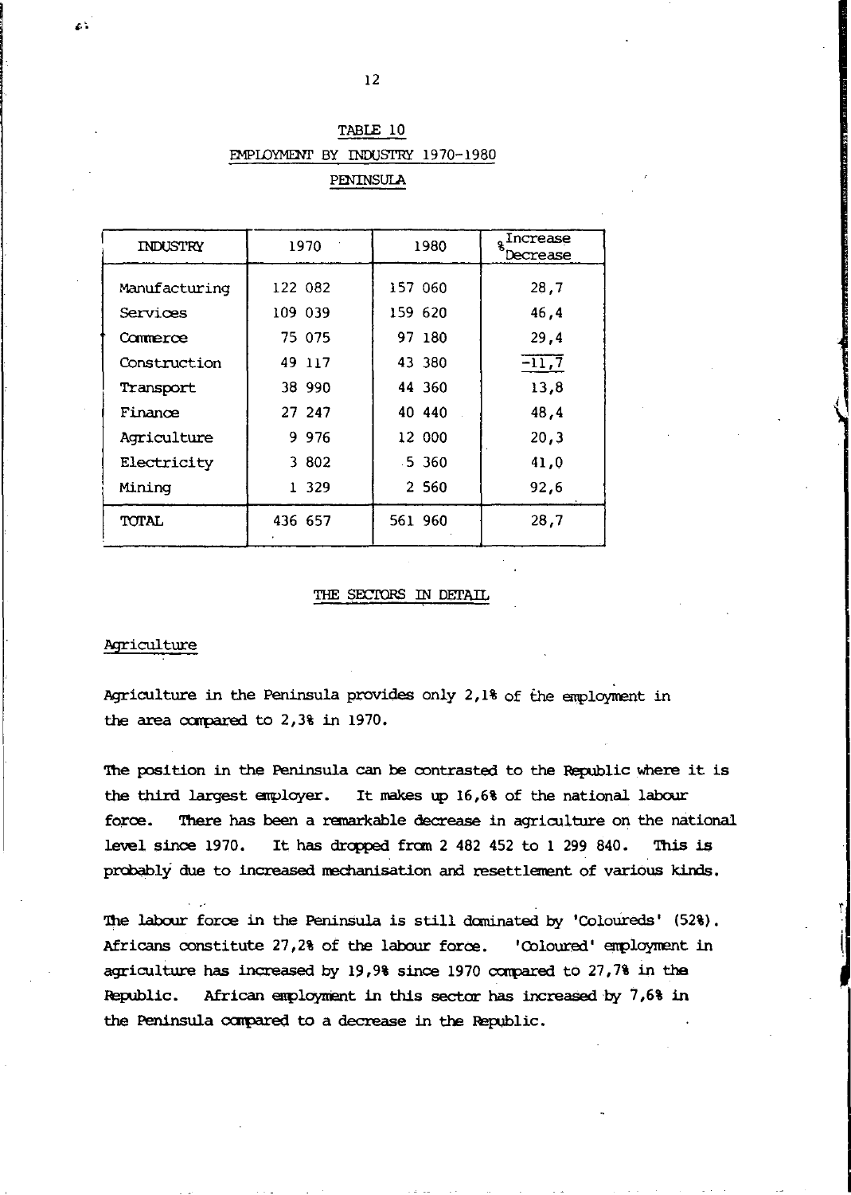TABLE 10

EMPLOYMENT BY INDUSTRY 1970-1980

PENINSULA

| INDUSTRY | 1970 | 1980 | % Increase Decrease |
|---|---|---|---|
| Manufacturing | 122 082 | 157 060 | 28,7 |
| Services | 109 039 | 159 620 | 46,4 |
| Commerce | 75 075 | 97 180 | 29,4 |
| Construction | 49 117 | 43 380 | -11,7 |
| Transport | 38 990 | 44 360 | 13,8 |
| Finance | 27 247 | 40 440 | 48,4 |
| Agriculture | 9 976 | 12 000 | 20,3 |
| Electricity | 3 802 | 5 360 | 41,0 |
| Mining | 1 329 | 2 560 | 92,6 |
| TOTAL | 436 657 | 561 960 | 28,7 |

## THE SECTORS IN DETAIL

### Agriculture

Agriculture in the Peninsula provides only 2,1% of the employment in the area compared to 2,3% in 1970.

The position in the Peninsula can be contrasted to the Republic where it is the third largest employer. It makes up 16,6% of the national labour force. There has been a remarkable decrease in agriculture on the national level since 1970. It has dropped from 2 482 452 to 1 299 840. This is probably due to increased mechanisation and resettlement of various kinds.

The labour force in the Peninsula is still dominated by 'Coloureds' (52%). Africans constitute 27,2% of the labour force. 'Coloured' employment in agriculture has increased by 19,9% since 1970 compared to 27,7% in the Republic. African employment in this sector has increased by 7,6% in the Peninsula compared to a decrease in the Republic.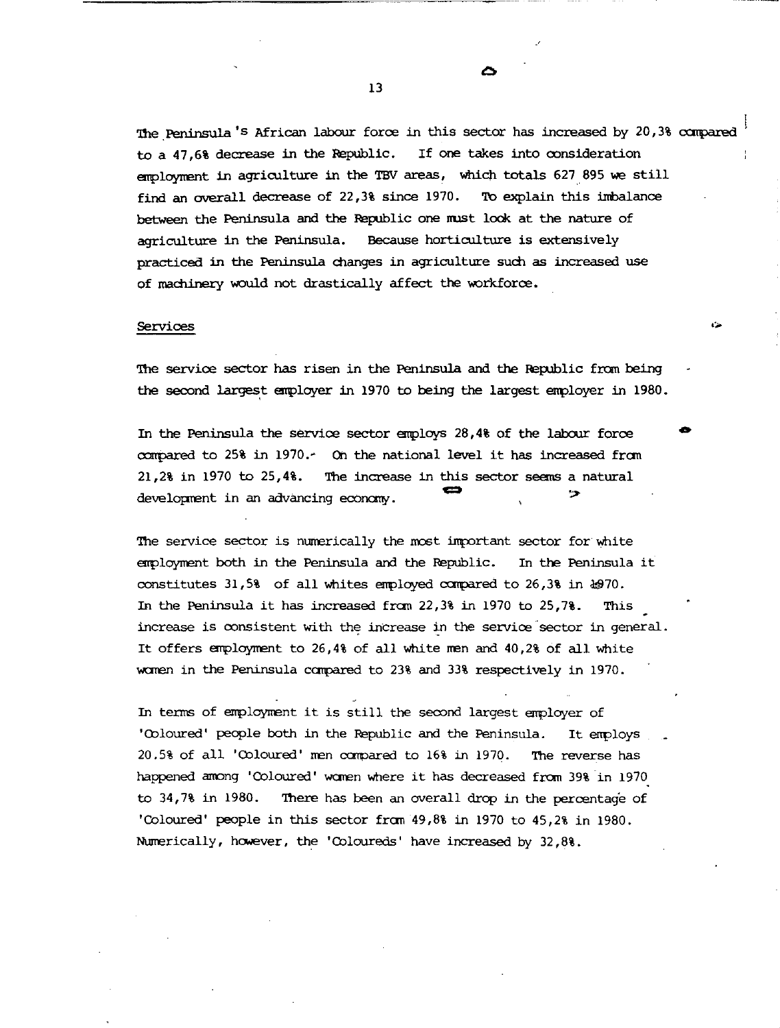The Peninsula's African labour force in this sector has increased by 20,3% compared to a 47,6% decrease in the Republic. If one takes into consideration employment in agriculture in the TBV areas, which totals 627 895 we still find an overall decrease of 22,3% since 1970. To explain this imbalance between the Peninsula and the Republic one must look at the nature of agriculture in the Peninsula. Because horticulture is extensively practiced in the Peninsula changes in agriculture such as increased use of machinery would not drastically affect the workforce.

## Services

The service sector has risen in the Peninsula and the Republic from being the second largest employer in 1970 to being the largest employer in 1980.

In the Peninsula the service sector employs 28,4% of the labour force compared to 25% in 1970. On the national level it has increased from 21,2% in 1970 to 25,4%. The increase in this sector seems a natural development in an advancing economy.

The service sector is numerically the most important sector for white employment both in the Peninsula and the Republic. In the Peninsula it constitutes 31,5% of all whites employed compared to 26,3% in 1970. In the Peninsula it has increased from 22,3% in 1970 to 25,7%. This increase is consistent with the increase in the service sector in general. It offers employment to 26,4% of all white men and 40,2% of all white women in the Peninsula compared to 23% and 33% respectively in 1970.

In terms of employment it is still the second largest employer of 'Coloured' people both in the Republic and the Peninsula. It employs 20.5% of all 'Coloured' men compared to 16% in 1970. The reverse has happened among 'Coloured' women where it has decreased from 39% in 1970 to 34,7% in 1980. There has been an overall drop in the percentage of 'Coloured' people in this sector from 49,8% in 1970 to 45,2% in 1980. Numerically, however, the 'Coloureds' have increased by 32,8%.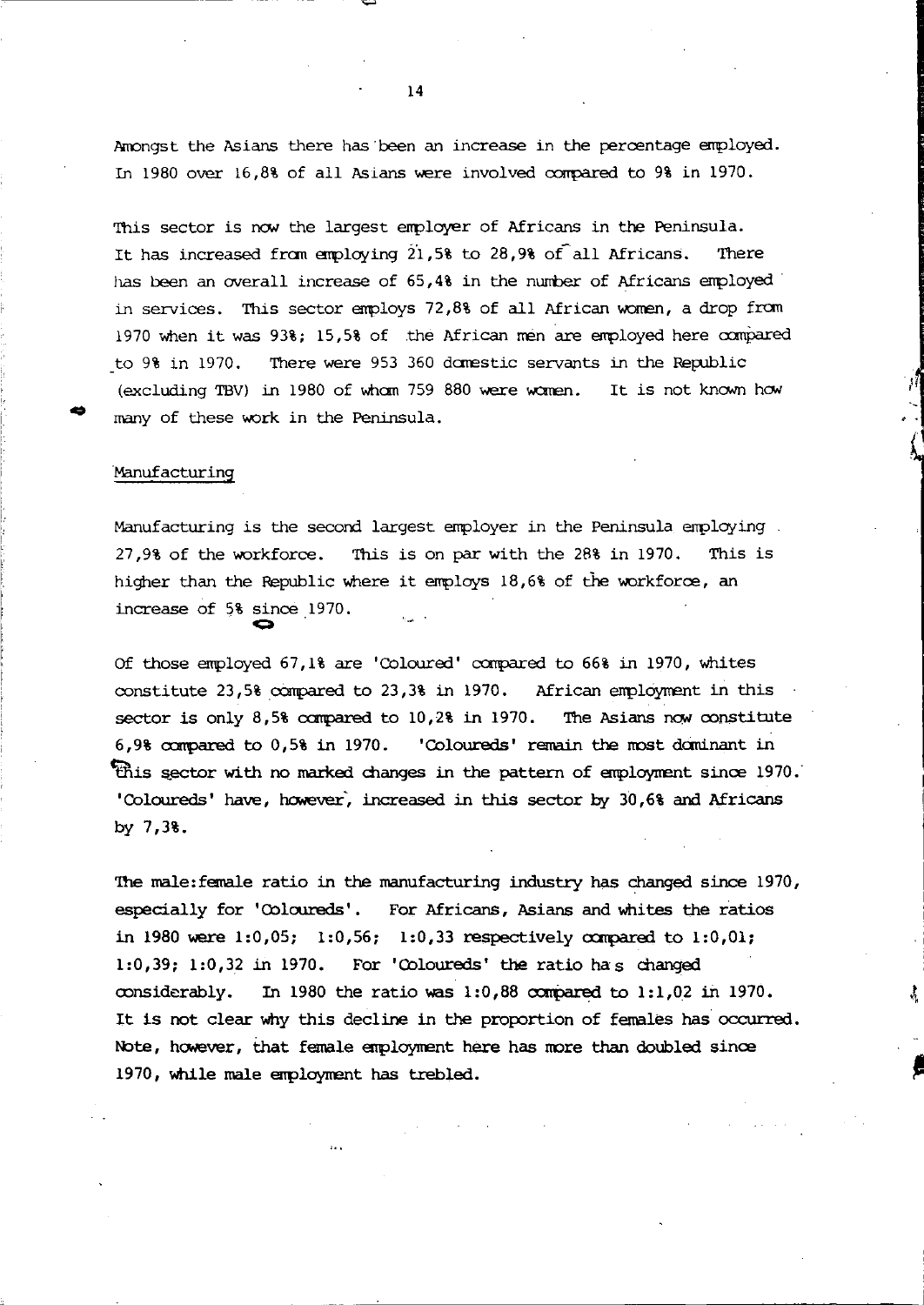Amongst the Asians there has been an increase in the percentage employed. In 1980 over 16,8% of all Asians were involved compared to 9% in 1970.

This sector is now the largest employer of Africans in the Peninsula. It has increased from employing 21,5% to 28,9% of all Africans. There has been an overall increase of 65,4% in the number of Africans employed in services. This sector employs 72,8% of all African women, a drop from 1970 when it was 93%; 15,5% of the African men are employed here compared to 9% in 1970. There were 953 360 domestic servants in the Republic (excluding TBV) in 1980 of whom 759 880 were women. It is not known how many of these work in the Peninsula.

## Manufacturing

Manufacturing is the second largest employer in the Peninsula employing 27,9% of the workforce. This is on par with the 28% in 1970. This is higher than the Republic where it employs 18,6% of the workforce, an increase of 5% since 1970.

Of those employed 67,1% are 'Coloured' compared to 66% in 1970, whites constitute 23,5% compared to 23,3% in 1970. African employment in this sector is only 8,5% compared to 10,2% in 1970. The Asians now constitute 6,9% compared to 0,5% in 1970. 'Coloureds' remain the most dominant in this sector with no marked changes in the pattern of employment since 1970. 'Coloureds' have, however, increased in this sector by 30,6% and Africans by 7,3%.

The male:female ratio in the manufacturing industry has changed since 1970, especially for 'Coloureds'. For Africans, Asians and whites the ratios in 1980 were 1:0,05; 1:0,56; 1:0,33 respectively compared to 1:0,01; 1:0,39; 1:0,32 in 1970. For 'Coloureds' the ratio has changed considerably. In 1980 the ratio was 1:0,88 compared to 1:1,02 in 1970. It is not clear why this decline in the proportion of females has occurred. Note, however, that female employment here has more than doubled since 1970, while male employment has trebled.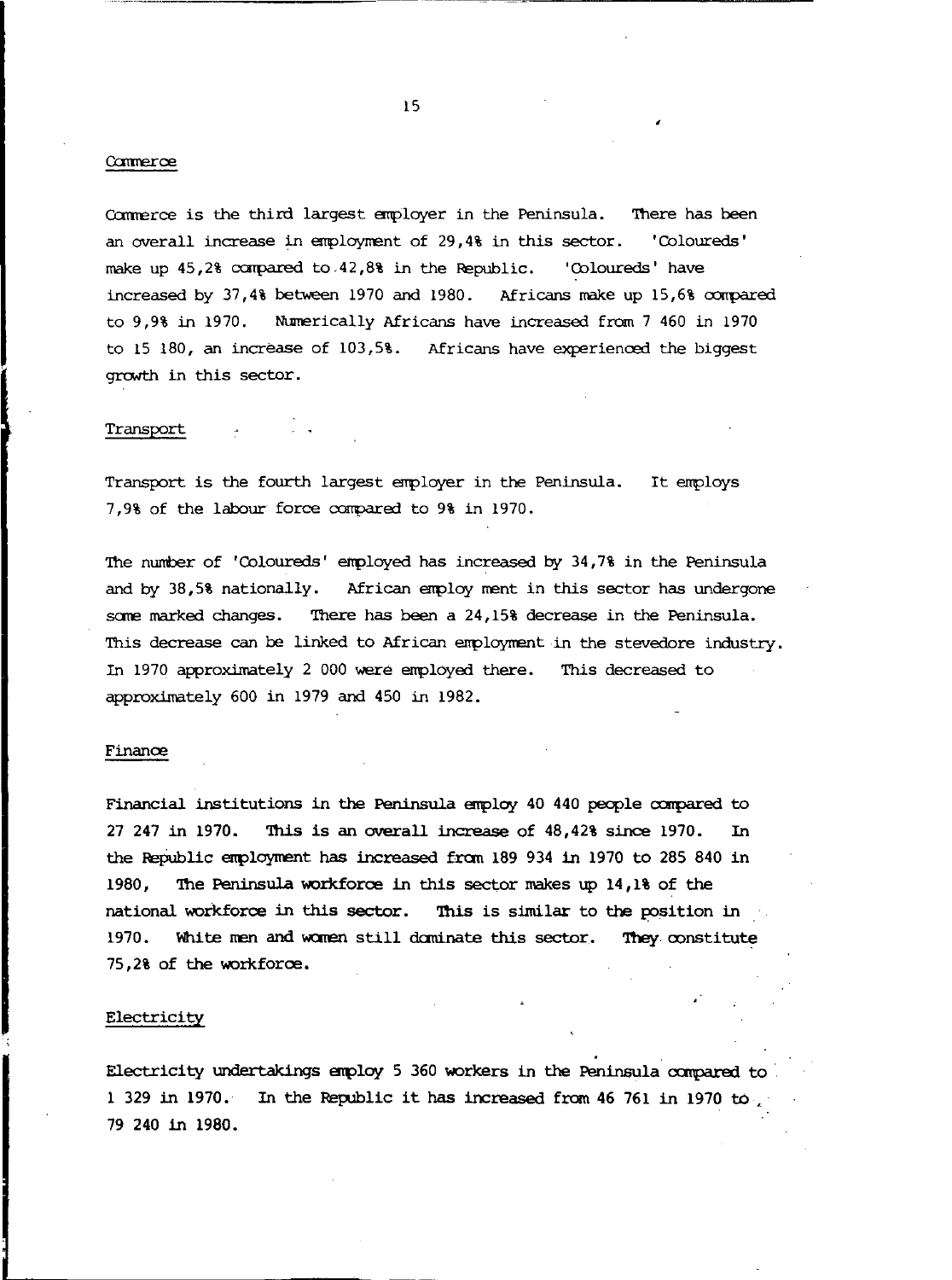Commerce

Commerce is the third largest employer in the Peninsula. There has been an overall increase in employment of 29,4% in this sector. 'Coloureds' make up 45,2% compared to 42,8% in the Republic. 'Coloureds' have increased by 37,4% between 1970 and 1980. Africans make up 15,6% compared to 9,9% in 1970. Numerically Africans have increased from 7 460 in 1970 to 15 180, an increase of 103,5%. Africans have experienced the biggest growth in this sector.

Transport

Transport is the fourth largest employer in the Peninsula. It employs 7,9% of the labour force compared to 9% in 1970.

The number of 'Coloureds' employed has increased by 34,7% in the Peninsula and by 38,5% nationally. African employ ment in this sector has undergone some marked changes. There has been a 24,15% decrease in the Peninsula. This decrease can be linked to African employment in the stevedore industry. In 1970 approximately 2 000 were employed there. This decreased to approximately 600 in 1979 and 450 in 1982.

Finance

Financial institutions in the Peninsula employ 40 440 people compared to 27 247 in 1970. This is an overall increase of 48,42% since 1970. In the Republic employment has increased from 189 934 in 1970 to 285 840 in 1980, The Peninsula workforce in this sector makes up 14,1% of the national workforce in this sector. This is similar to the position in 1970. White men and women still dominate this sector. They constitute 75,2% of the workforce.

Electricity

Electricity undertakings employ 5 360 workers in the Peninsula compared to 1 329 in 1970. In the Republic it has increased from 46 761 in 1970 to 79 240 in 1980.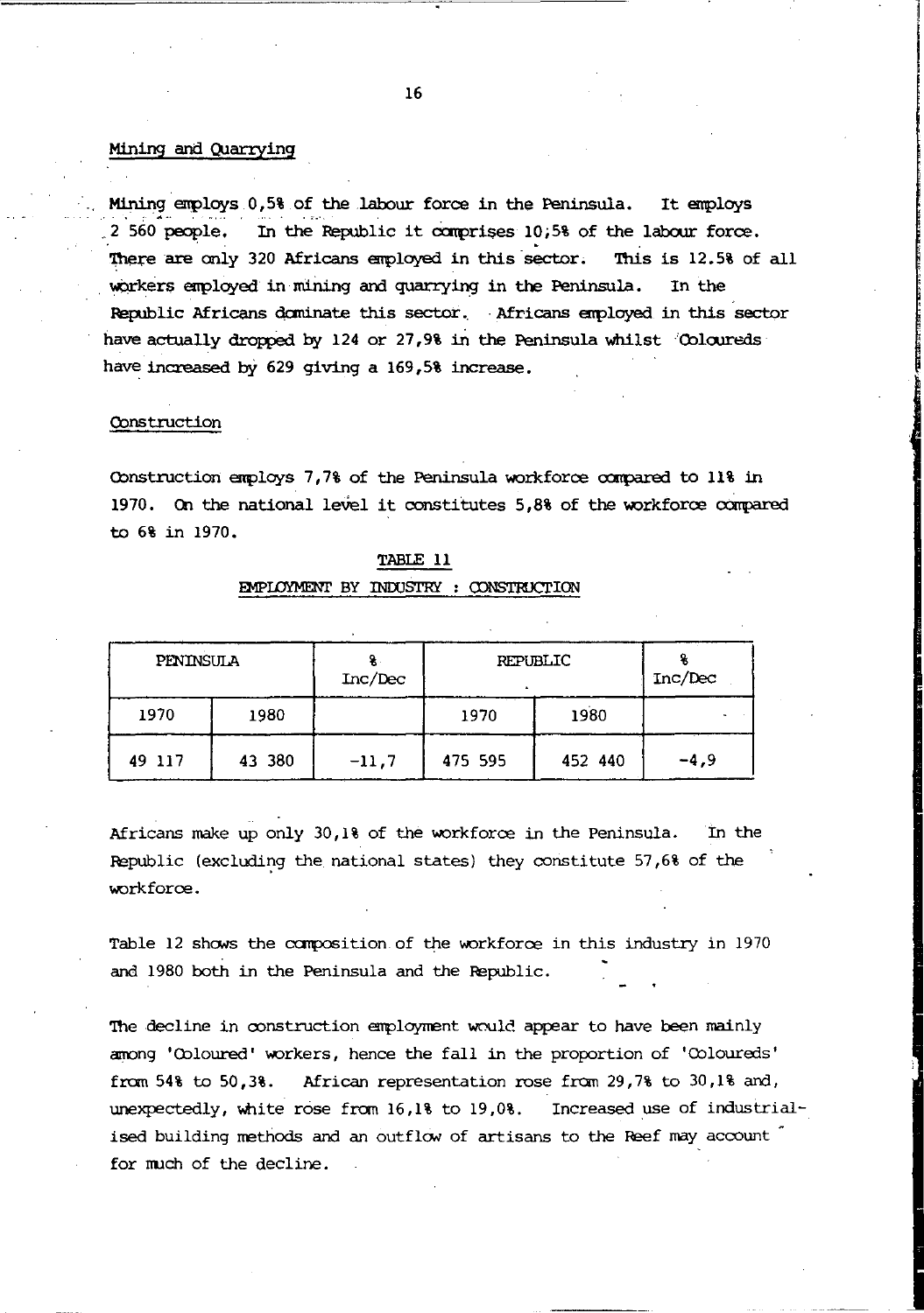## Mining and Quarrying

Mining employs 0,5% of the labour force in the Peninsula. It employs 2 560 people. In the Republic it comprises 10,5% of the labour force. There are only 320 Africans employed in this sector. This is 12.5% of all workers employed in mining and quarrying in the Peninsula. In the Republic Africans dominate this sector. Africans employed in this sector have actually dropped by 124 or 27,9% in the Peninsula whilst Coloureds have increased by 629 giving a 169,5% increase.

## Construction

Construction employs 7,7% of the Peninsula workforce compared to 11% in 1970. On the national level it constitutes 5,8% of the workforce compared to 6% in 1970.

TABLE 11

EMPLOYMENT BY INDUSTRY : CONSTRUCTION

| PENINSULA | | % Inc/Dec | REPUBLIC | | % Inc/Dec |
|---|---|---|---|---|---|
| 1970 | 1980 | | 1970 | 1980 | |
| 49 117 | 43 380 | -11,7 | 475 595 | 452 440 | -4,9 |

Africans make up only 30,1% of the workforce in the Peninsula. In the Republic (excluding the national states) they constitute 57,6% of the workforce.

Table 12 shows the composition of the workforce in this industry in 1970 and 1980 both in the Peninsula and the Republic.

The decline in construction employment would appear to have been mainly among 'Coloured' workers, hence the fall in the proportion of 'Coloureds' from 54% to 50,3%. African representation rose from 29,7% to 30,1% and, unexpectedly, white rose from 16,1% to 19,0%. Increased use of industrialised building methods and an outflow of artisans to the Reef may account for much of the decline.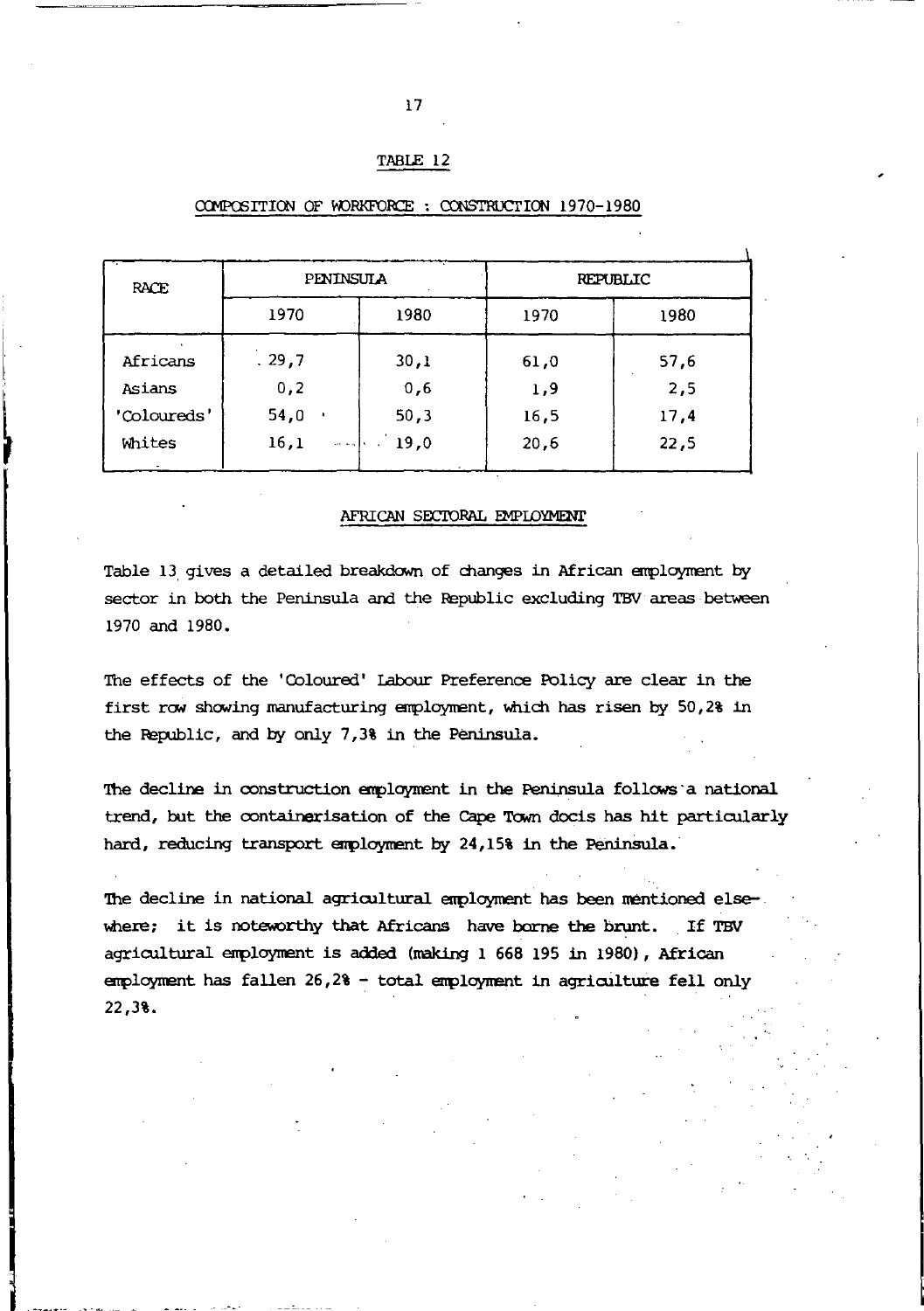TABLE 12

COMPOSITION OF WORKFORCE : CONSTRUCTION 1970-1980

| RACE | PENINSULA | | REPUBLIC | |
|---|---|---|---|---|
| | 1970 | 1980 | 1970 | 1980 |
| Africans | 29,7 | 30,1 | 61,0 | 57,6 |
| Asians | 0,2 | 0,6 | 1,9 | 2,5 |
| 'Coloureds' | 54,0 | 50,3 | 16,5 | 17,4 |
| Whites | 16,1 | 19,0 | 20,6 | 22,5 |

AFRICAN SECTORAL EMPLOYMENT

Table 13 gives a detailed breakdown of changes in African employment by sector in both the Peninsula and the Republic excluding TBV areas between 1970 and 1980.

The effects of the 'Coloured' Labour Preference Policy are clear in the first row showing manufacturing employment, which has risen by 50,2% in the Republic, and by only 7,3% in the Peninsula.

The decline in construction employment in the Peninsula follows a national trend, but the containerisation of the Cape Town docks has hit particularly hard, reducing transport employment by 24,15% in the Peninsula.

The decline in national agricultural employment has been mentioned elsewhere; it is noteworthy that Africans have borne the brunt. If TBV agricultural employment is added (making 1 668 195 in 1980), African employment has fallen 26,2% - total employment in agriculture fell only 22,3%.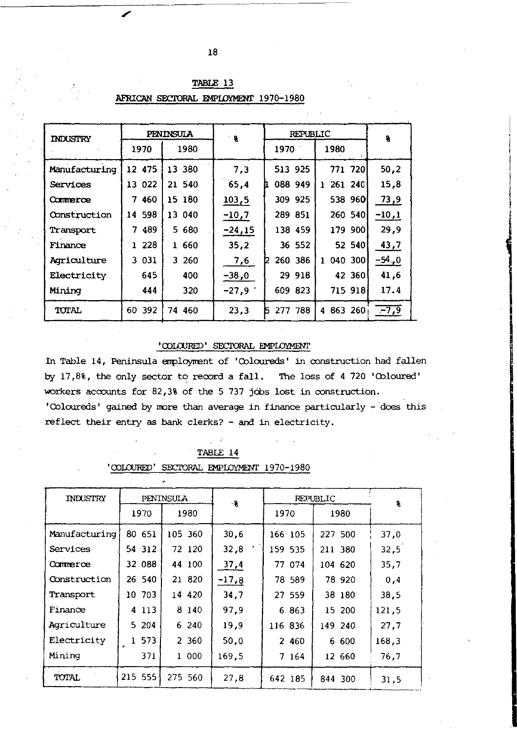## TABLE 13

### AFRICAN SECTORAL EMPLOYMENT 1970-1980

| INDUSTRY | PENINSULA | | % | REPUBLIC | | % |
|---|---|---|---|---|---|---|
| | 1970 | 1980 | | 1970 | 1980 | |
| Manufacturing | 12 475 | 13 380 | 7,3 | 513 925 | 771 720 | 50,2 |
| Services | 13 022 | 21 540 | 65,4 | 1 088 949 | 1 261 240 | 15,8 |
| Commerce | 7 460 | 15 180 | 103,5 | 309 925 | 538 960 | 73,9 |
| Construction | 14 598 | 13 040 | -10,7 | 289 851 | 260 540 | -10,1 |
| Transport | 7 489 | 5 680 | -24,15 | 138 459 | 179 900 | 29,9 |
| Finance | 1 228 | 1 660 | 35,2 | 36 552 | 52 540 | 43,7 |
| Agriculture | 3 031 | 3 260 | 7,6 | 2 260 386 | 1 040 300 | -54,0 |
| Electricity | 645 | 400 | -38,0 | 29 918 | 42 360 | 41,6 |
| Mining | 444 | 320 | -27,9 | 609 823 | 715 918 | 17.4 |
| TOTAL | 60 392 | 74 460 | 23,3 | 5 277 788 | 4 863 260 | -7,9 |

### 'COLOURED' SECTORAL EMPLOYMENT

In Table 14, Peninsula employment of 'Coloureds' in construction had fallen by 17,8%, the only sector to record a fall. The loss of 4 720 'Coloured' workers accounts for 82,3% of the 5 737 jobs lost in construction. 'Coloureds' gained by more than average in finance particularly - does this reflect their entry as bank clerks? - and in electricity.

## TABLE 14

### 'COLOURED' SECTORAL EMPLOYMENT 1970-1980

| INDUSTRY | PENINSULA | | % | REPUBLIC | | % |
|---|---|---|---|---|---|---|
| | 1970 | 1980 | | 1970 | 1980 | |
| Manufacturing | 80 651 | 105 360 | 30,6 | 166 105 | 227 500 | 37,0 |
| Services | 54 312 | 72 120 | 32,8 | 159 535 | 211 380 | 32,5 |
| Commerce | 32 088 | 44 100 | 37,4 | 77 074 | 104 620 | 35,7 |
| Construction | 26 540 | 21 820 | -17,8 | 78 589 | 78 920 | 0,4 |
| Transport | 10 703 | 14 420 | 34,7 | 27 559 | 38 180 | 38,5 |
| Finance | 4 113 | 8 140 | 97,9 | 6 863 | 15 200 | 121,5 |
| Agriculture | 5 204 | 6 240 | 19,9 | 116 836 | 149 240 | 27,7 |
| Electricity | 1 573 | 2 360 | 50,0 | 2 460 | 6 600 | 168,3 |
| Mining | 371 | 1 000 | 169,5 | 7 164 | 12 660 | 76,7 |
| TOTAL | 215 555 | 275 560 | 27,8 | 642 185 | 844 300 | 31,5 |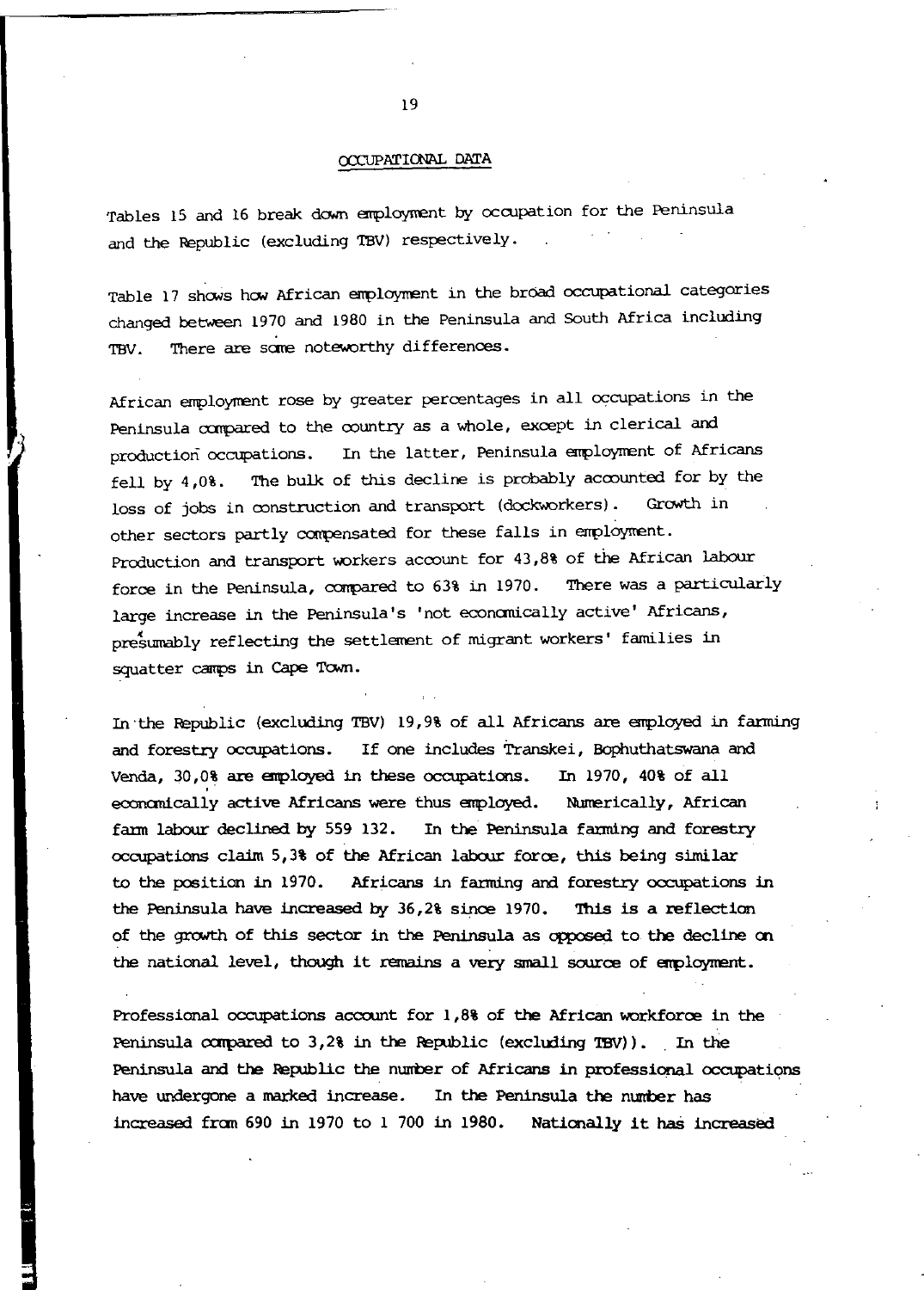## OCCUPATIONAL DATA

Tables 15 and 16 break down employment by occupation for the Peninsula and the Republic (excluding TBV) respectively.

Table 17 shows how African employment in the broad occupational categories changed between 1970 and 1980 in the Peninsula and South Africa including TBV. There are some noteworthy differences.

African employment rose by greater percentages in all occupations in the Peninsula compared to the country as a whole, except in clerical and production occupations. In the latter, Peninsula employment of Africans fell by 4,0%. The bulk of this decline is probably accounted for by the loss of jobs in construction and transport (dockworkers). Growth in other sectors partly compensated for these falls in employment. Production and transport workers account for 43,8% of the African labour force in the Peninsula, compared to 63% in 1970. There was a particularly large increase in the Peninsula's 'not economically active' Africans, presumably reflecting the settlement of migrant workers' families in squatter camps in Cape Town.

In the Republic (excluding TBV) 19,9% of all Africans are employed in farming and forestry occupations. If one includes Transkei, Bophuthatswana and Venda, 30,0% are employed in these occupations. In 1970, 40% of all economically active Africans were thus employed. Numerically, African farm labour declined by 559 132. In the Peninsula farming and forestry occupations claim 5,3% of the African labour force, this being similar to the position in 1970. Africans in farming and forestry occupations in the Peninsula have increased by 36,2% since 1970. This is a reflection of the growth of this sector in the Peninsula as opposed to the decline on the national level, though it remains a very small source of employment.

Professional occupations account for 1,8% of the African workforce in the Peninsula compared to 3,2% in the Republic (excluding TBV)). In the Peninsula and the Republic the number of Africans in professional occupations have undergone a marked increase. In the Peninsula the number has increased from 690 in 1970 to 1 700 in 1980. Nationally it has increased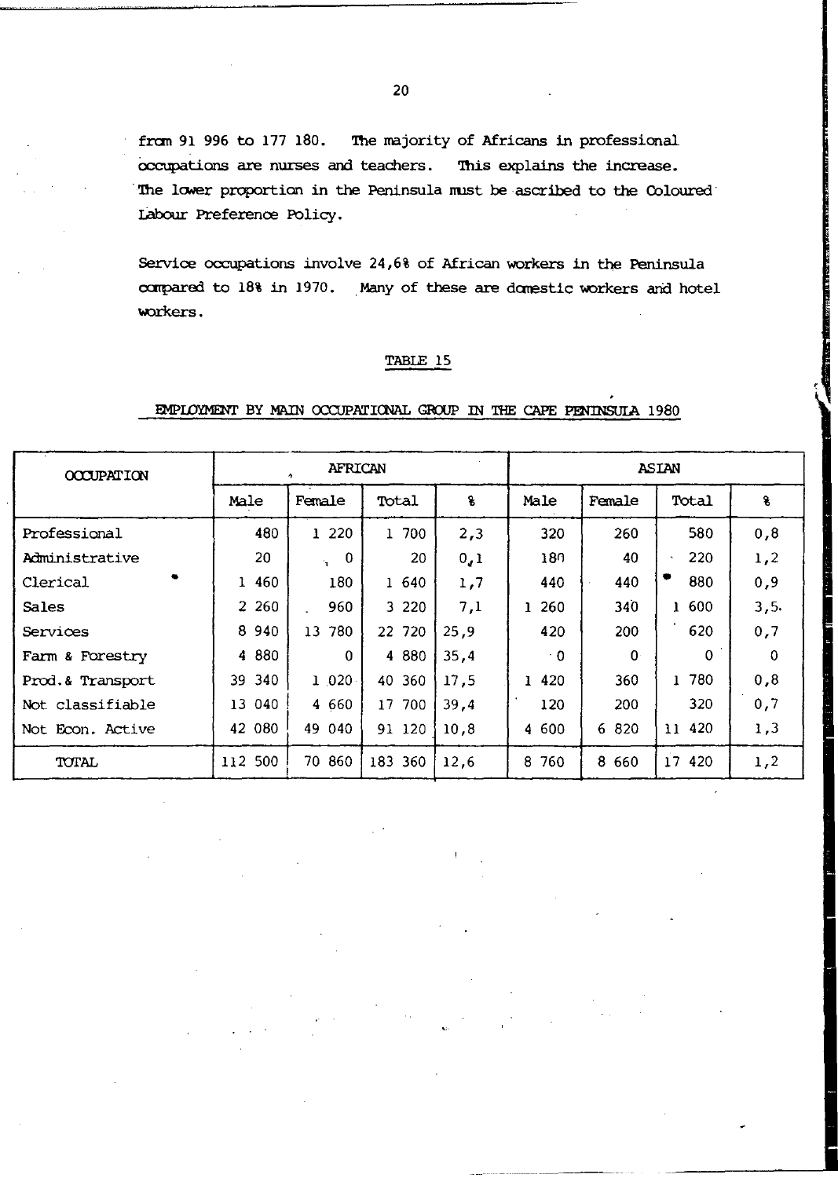from 91 996 to 177 180. The majority of Africans in professional occupations are nurses and teachers. This explains the increase. The lower proportion in the Peninsula must be ascribed to the Coloured Labour Preference Policy.

Service occupations involve 24,6% of African workers in the Peninsula compared to 18% in 1970. Many of these are domestic workers and hotel workers.

TABLE 15

EMPLOYMENT BY MAIN OCCUPATIONAL GROUP IN THE CAPE PENINSULA 1980

| OCCUPATION | AFRICAN | | | | ASIAN | | | |
|---|---|---|---|---|---|---|---|---|
| | Male | Female | Total | % | Male | Female | Total | % |
| Professional | 480 | 1 220 | 1 700 | 2,3 | 320 | 260 | 580 | 0,8 |
| Administrative | 20 | 0 | 20 | 0,1 | 180 | 40 | 220 | 1,2 |
| Clerical | 1 460 | 180 | 1 640 | 1,7 | 440 | 440 | 880 | 0,9 |
| Sales | 2 260 | 960 | 3 220 | 7,1 | 1 260 | 340 | 1 600 | 3,5 |
| Services | 8 940 | 13 780 | 22 720 | 25,9 | 420 | 200 | 620 | 0,7 |
| Farm & Forestry | 4 880 | 0 | 4 880 | 35,4 | 0 | 0 | 0 | 0 |
| Prod.& Transport | 39 340 | 1 020 | 40 360 | 17,5 | 1 420 | 360 | 1 780 | 0,8 |
| Not classifiable | 13 040 | 4 660 | 17 700 | 39,4 | 120 | 200 | 320 | 0,7 |
| Not Econ. Active | 42 080 | 49 040 | 91 120 | 10,8 | 4 600 | 6 820 | 11 420 | 1,3 |
| TOTAL | 112 500 | 70 860 | 183 360 | 12,6 | 8 760 | 8 660 | 17 420 | 1,2 |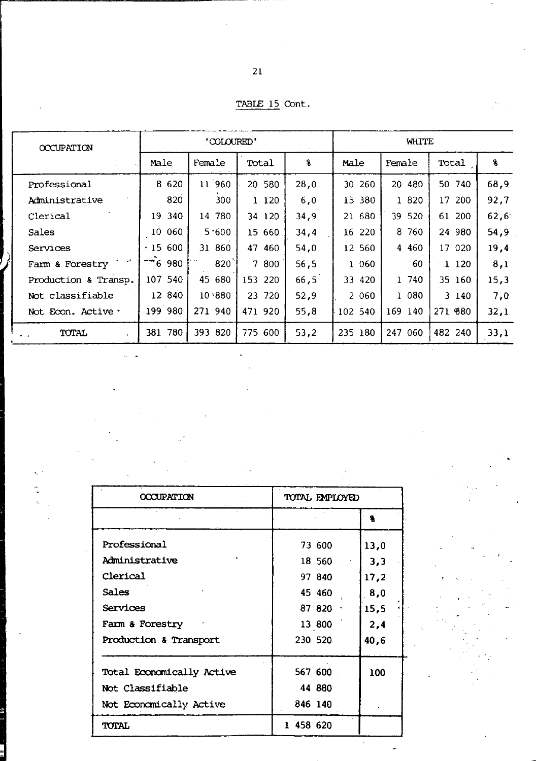TABLE 15 Cont.

| OCCUPATION | 'COLOURED' | | | | WHITE | | | |
|---|---|---|---|---|---|---|---|---|
| | Male | Female | Total | % | Male | Female | Total | % |
| Professional | 8 620 | 11 960 | 20 580 | 28,0 | 30 260 | 20 480 | 50 740 | 68,9 |
| Administrative | 820 | 300 | 1 120 | 6,0 | 15 380 | 1 820 | 17 200 | 92,7 |
| Clerical | 19 340 | 14 780 | 34 120 | 34,9 | 21 680 | 39 520 | 61 200 | 62,6 |
| Sales | 10 060 | 5 600 | 15 660 | 34,4 | 16 220 | 8 760 | 24 980 | 54,9 |
| Services | 15 600 | 31 860 | 47 460 | 54,0 | 12 560 | 4 460 | 17 020 | 19,4 |
| Farm & Forestry | 6 980 | 820 | 7 800 | 56,5 | 1 060 | 60 | 1 120 | 8,1 |
| Production & Transp. | 107 540 | 45 680 | 153 220 | 66,5 | 33 420 | 1 740 | 35 160 | 15,3 |
| Not classifiable | 12 840 | 10 880 | 23 720 | 52,9 | 2 060 | 1 080 | 3 140 | 7,0 |
| Not Econ. Active | 199 980 | 271 940 | 471 920 | 55,8 | 102 540 | 169 140 | 271 680 | 32,1 |
| TOTAL | 381 780 | 393 820 | 775 600 | 53,2 | 235 180 | 247 060 | 482 240 | 33,1 |

| OCCUPATION | TOTAL EMPLOYED | |
|---|---|---|
| | | % |
| Professional | 73 600 | 13,0 |
| Administrative | 18 560 | 3,3 |
| Clerical | 97 840 | 17,2 |
| Sales | 45 460 | 8,0 |
| Services | 87 820 | 15,5 |
| Farm & Forestry | 13 800 | 2,4 |
| Production & Transport | 230 520 | 40,6 |
| Total Economically Active | 567 600 | 100 |
| Not Classifiable | 44 880 | |
| Not Economically Active | 846 140 | |
| TOTAL | 1 458 620 | |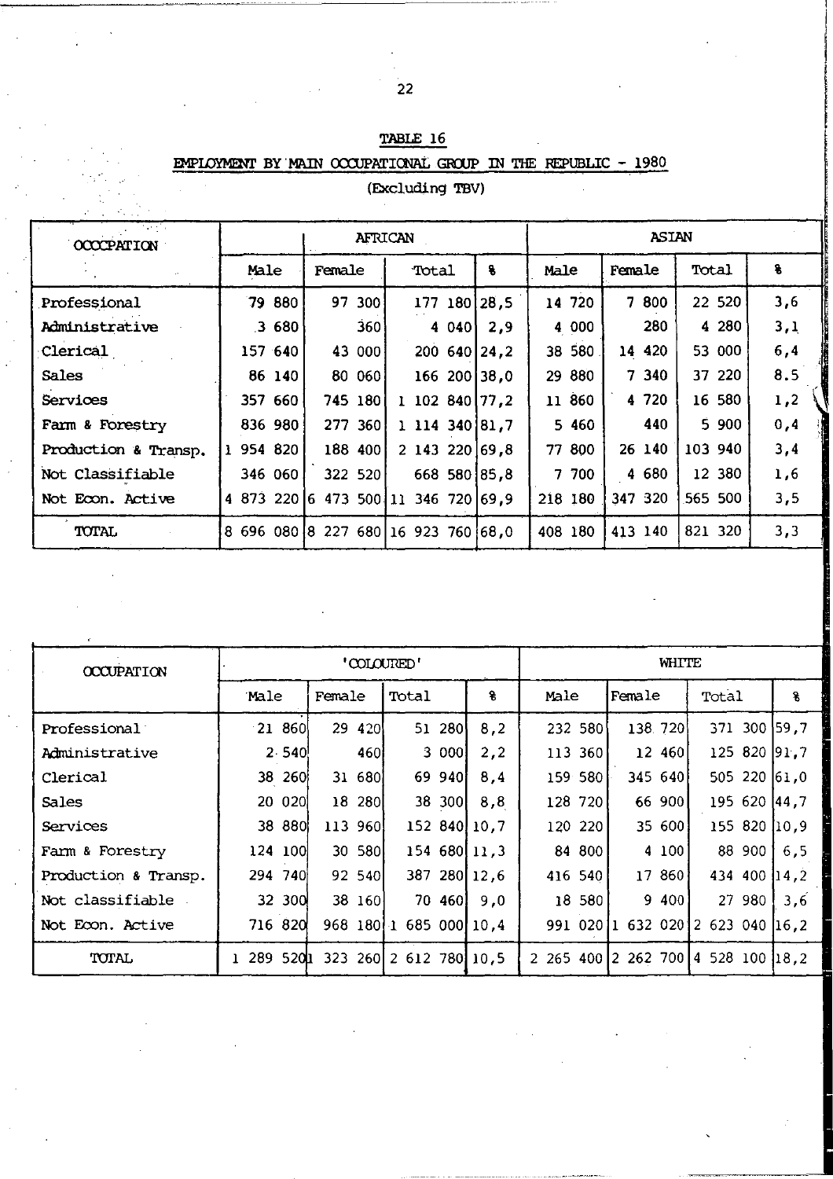## TABLE 16

## EMPLOYMENT BY MAIN OCCUPATIONAL GROUP IN THE REPUBLIC - 1980

(Excluding TBV)

| OCCUPATION | AFRICAN | | | | ASIAN | | | |
|---|---|---|---|---|---|---|---|---|
| | Male | Female | Total | % | Male | Female | Total | % |
| Professional | 79 880 | 97 300 | 177 180 | 28,5 | 14 720 | 7 800 | 22 520 | 3,6 |
| Administrative | 3 680 | 360 | 4 040 | 2,9 | 4 000 | 280 | 4 280 | 3,1 |
| Clerical | 157 640 | 43 000 | 200 640 | 24,2 | 38 580 | 14 420 | 53 000 | 6,4 |
| Sales | 86 140 | 80 060 | 166 200 | 38,0 | 29 880 | 7 340 | 37 220 | 8.5 |
| Services | 357 660 | 745 180 | 1 102 840 | 77,2 | 11 860 | 4 720 | 16 580 | 1,2 |
| Farm & Forestry | 836 980 | 277 360 | 1 114 340 | 81,7 | 5 460 | 440 | 5 900 | 0,4 |
| Production & Transp. | 1 954 820 | 188 400 | 2 143 220 | 69,8 | 77 800 | 26 140 | 103 940 | 3,4 |
| Not Classifiable | 346 060 | 322 520 | 668 580 | 85,8 | 7 700 | 4 680 | 12 380 | 1,6 |
| Not Econ. Active | 4 873 220 | 6 473 500 | 11 346 720 | 69,9 | 218 180 | 347 320 | 565 500 | 3,5 |
| TOTAL | 8 696 080 | 8 227 680 | 16 923 760 | 68,0 | 408 180 | 413 140 | 821 320 | 3,3 |

| OCCUPATION | 'COLOURED' | | | | WHITE | | | |
|---|---|---|---|---|---|---|---|---|
| | Male | Female | Total | % | Male | Female | Total | % |
| Professional | 21 860 | 29 420 | 51 280 | 8,2 | 232 580 | 138 720 | 371 300 | 59,7 |
| Administrative | 2 540 | 460 | 3 000 | 2,2 | 113 360 | 12 460 | 125 820 | 91,7 |
| Clerical | 38 260 | 31 680 | 69 940 | 8,4 | 159 580 | 345 640 | 505 220 | 61,0 |
| Sales | 20 020 | 18 280 | 38 300 | 8,8 | 128 720 | 66 900 | 195 620 | 44,7 |
| Services | 38 880 | 113 960 | 152 840 | 10,7 | 120 220 | 35 600 | 155 820 | 10,9 |
| Farm & Forestry | 124 100 | 30 580 | 154 680 | 11,3 | 84 800 | 4 100 | 88 900 | 6,5 |
| Production & Transp. | 294 740 | 92 540 | 387 280 | 12,6 | 416 540 | 17 860 | 434 400 | 14,2 |
| Not classifiable | 32 300 | 38 160 | 70 460 | 9,0 | 18 580 | 9 400 | 27 980 | 3,6 |
| Not Econ. Active | 716 820 | 968 180 | 1 685 000 | 10,4 | 991 020 | 1 632 020 | 2 623 040 | 16,2 |
| TOTAL | 1 289 520 | 1 323 260 | 2 612 780 | 10,5 | 2 265 400 | 2 262 700 | 4 528 100 | 18,2 |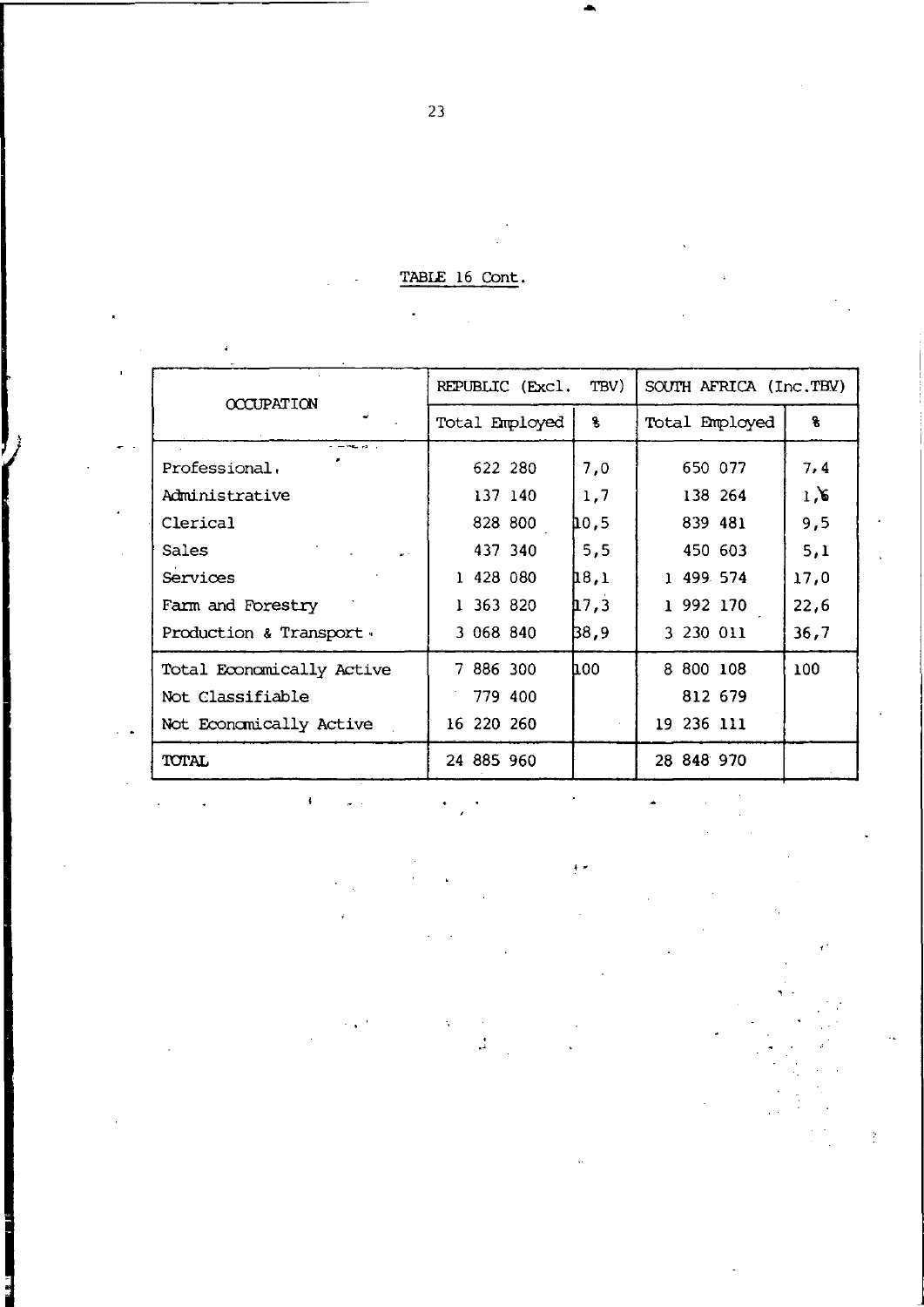TABLE 16 Cont.

| OCCUPATION | REPUBLIC (Excl. TBV) | | SOUTH AFRICA (Inc.TBV) | |
|---|---|---|---|---|
| | Total Employed | % | Total Employed | % |
| Professional. | 622 280 | 7,0 | 650 077 | 7,4 |
| Administrative | 137 140 | 1,7 | 138 264 | 1,6 |
| Clerical | 828 800 | 10,5 | 839 481 | 9,5 |
| Sales | 437 340 | 5,5 | 450 603 | 5,1 |
| Services | 1 428 080 | 18,1 | 1 499 574 | 17,0 |
| Farm and Forestry | 1 363 820 | 17,3 | 1 992 170 | 22,6 |
| Production & Transport | 3 068 840 | 38,9 | 3 230 011 | 36,7 |
| Total Economically Active | 7 886 300 | 100 | 8 800 108 | 100 |
| Not Classifiable | 779 400 | | 812 679 | |
| Not Economically Active | 16 220 260 | | 19 236 111 | |
| TOTAL | 24 885 960 | | 28 848 970 | |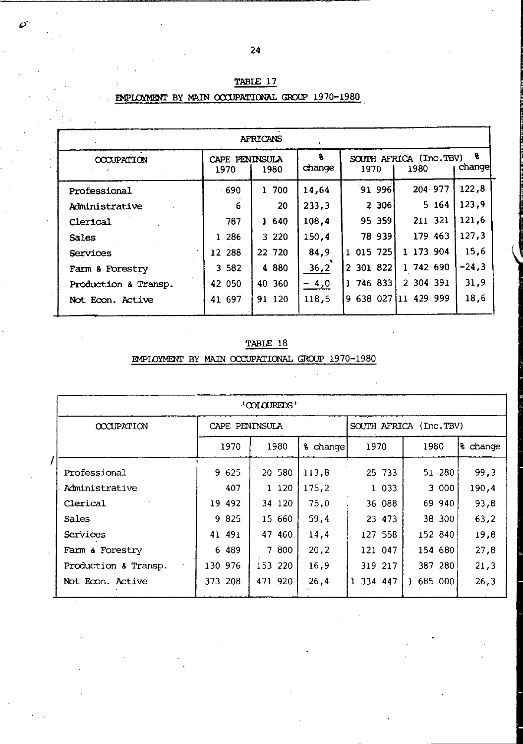## TABLE 17

### EMPLOYMENT BY MAIN OCCUPATIONAL GROUP 1970-1980

| AFRICANS | | | | | | |
|---|---|---|---|---|---|---|
| OCCUPATION | CAPE PENINSULA | | % change | SOUTH AFRICA (Inc.TBV) | | % change |
| | 1970 | 1980 | | 1970 | 1980 | |
| Professional | 690 | 1 700 | 14,64 | 91 996 | 204 977 | 122,8 |
| Administrative | 6 | 20 | 233,3 | 2 306 | 5 164 | 123,9 |
| Clerical | 787 | 1 640 | 108,4 | 95 359 | 211 321 | 121,6 |
| Sales | 1 286 | 3 220 | 150,4 | 78 939 | 179 463 | 127,3 |
| Services | 12 288 | 22 720 | 84,9 | 1 015 725 | 1 173 904 | 15,6 |
| Farm & Forestry | 3 582 | 4 880 | 36,2 | 2 301 822 | 1 742 690 | -24,3 |
| Production & Transp. | 42 050 | 40 360 | - 4,0 | 1 746 833 | 2 304 391 | 31,9 |
| Not Econ. Active | 41 697 | 91 120 | 118,5 | 9 638 027 | 11 429 999 | 18,6 |

## TABLE 18

### EMPLOYMENT BY MAIN OCCUPATIONAL GROUP 1970-1980

| 'COLOUREDS' | | | | | | |
|---|---|---|---|---|---|---|
| OCCUPATION | CAPE PENINSULA | | | SOUTH AFRICA (Inc.TBV) | | |
| | 1970 | 1980 | % change | 1970 | 1980 | % change |
| Professional | 9 625 | 20 580 | 113,8 | 25 733 | 51 280 | 99,3 |
| Administrative | 407 | 1 120 | 175,2 | 1 033 | 3 000 | 190,4 |
| Clerical | 19 492 | 34 120 | 75,0 | 36 088 | 69 940 | 93,8 |
| Sales | 9 825 | 15 660 | 59,4 | 23 473 | 38 300 | 63,2 |
| Services | 41 491 | 47 460 | 14,4 | 127 558 | 152 840 | 19,8 |
| Farm & Forestry | 6 489 | 7 800 | 20,2 | 121 047 | 154 680 | 27,8 |
| Production & Transp. | 130 976 | 153 220 | 16,9 | 319 217 | 387 280 | 21,3 |
| Not Econ. Active | 373 208 | 471 920 | 26,4 | 1 334 447 | 1 685 000 | 26,3 |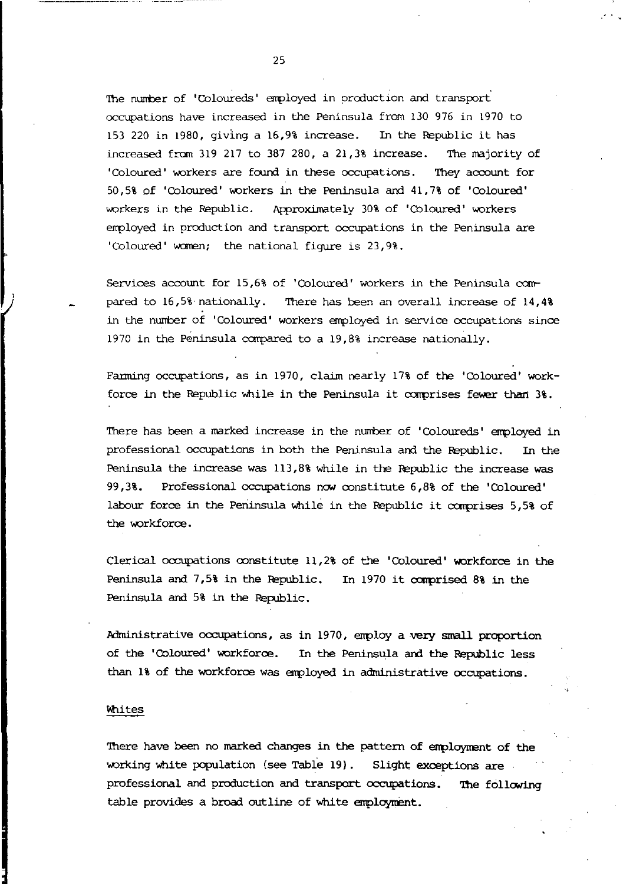The number of 'Coloureds' employed in production and transport occupations have increased in the Peninsula from 130 976 in 1970 to 153 220 in 1980, giving a 16,9% increase. In the Republic it has increased from 319 217 to 387 280, a 21,3% increase. The majority of 'Coloured' workers are found in these occupations. They account for 50,5% of 'Coloured' workers in the Peninsula and 41,7% of 'Coloured' workers in the Republic. Approximately 30% of 'Coloured' workers employed in production and transport occupations in the Peninsula are 'Coloured' women; the national figure is 23,9%.

Services account for 15,6% of 'Coloured' workers in the Peninsula compared to 16,5% nationally. There has been an overall increase of 14,4% in the number of 'Coloured' workers employed in service occupations since 1970 in the Peninsula compared to a 19,8% increase nationally.

Farming occupations, as in 1970, claim nearly 17% of the 'Coloured' workforce in the Republic while in the Peninsula it comprises fewer than 3%.

There has been a marked increase in the number of 'Coloureds' employed in professional occupations in both the Peninsula and the Republic. In the Peninsula the increase was 113,8% while in the Republic the increase was 99,3%. Professional occupations now constitute 6,8% of the 'Coloured' labour force in the Peninsula while in the Republic it comprises 5,5% of the workforce.

Clerical occupations constitute 11,2% of the 'Coloured' workforce in the Peninsula and 7,5% in the Republic. In 1970 it comprised 8% in the Peninsula and 5% in the Republic.

Administrative occupations, as in 1970, employ a very small proportion of the 'Coloured' workforce. In the Peninsula and the Republic less than 1% of the workforce was employed in administrative occupations.

### Whites

There have been no marked changes in the pattern of employment of the working white population (see Table 19). Slight exceptions are professional and production and transport occupations. The following table provides a broad outline of white employment.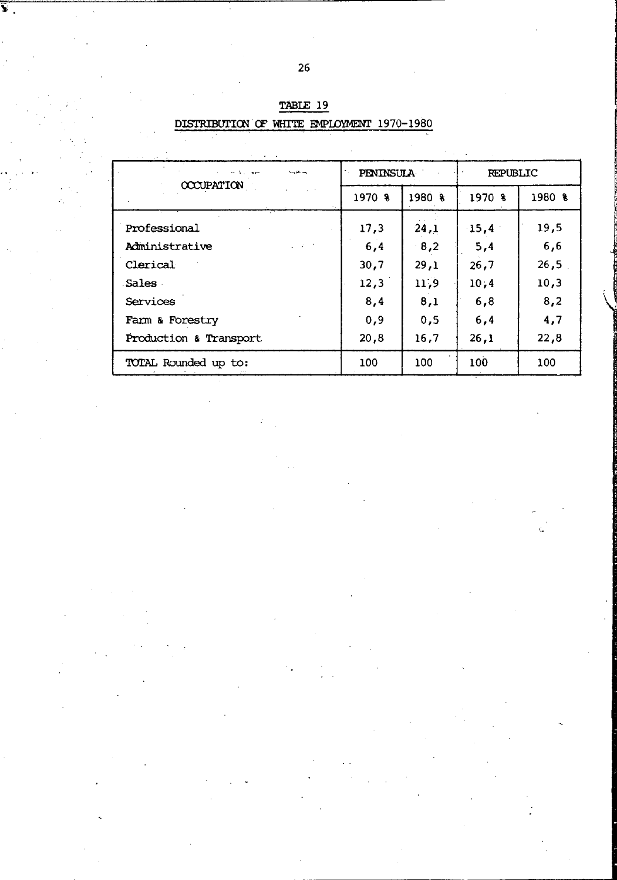## TABLE 19

## DISTRIBUTION OF WHITE EMPLOYMENT 1970-1980

| OCCUPATION | PENINSULA | | REPUBLIC | |
|---|---|---|---|---|
| | 1970 % | 1980 % | 1970 % | 1980 % |
| Professional | 17,3 | 24,1 | 15,4 | 19,5 |
| Administrative | 6,4 | 8,2 | 5,4 | 6,6 |
| Clerical | 30,7 | 29,1 | 26,7 | 26,5 |
| Sales | 12,3 | 11,9 | 10,4 | 10,3 |
| Services | 8,4 | 8,1 | 6,8 | 8,2 |
| Farm & Forestry | 0,9 | 0,5 | 6,4 | 4,7 |
| Production & Transport | 20,8 | 16,7 | 26,1 | 22,8 |
| TOTAL Rounded up to: | 100 | 100 | 100 | 100 |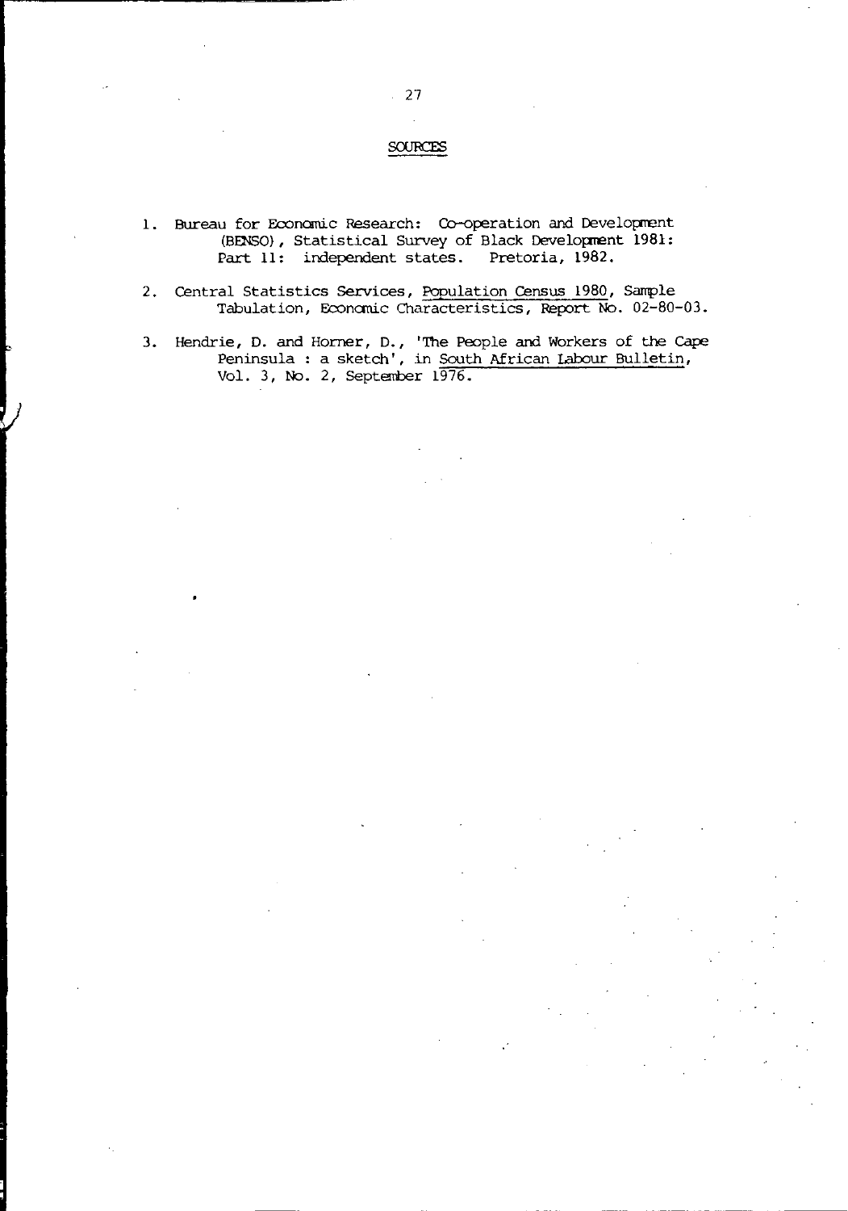## SOURCES

1. Bureau for Economic Research: Co-operation and Development (BENSO), Statistical Survey of Black Development 1981: Part 11: independent states. Pretoria, 1982.

2. Central Statistics Services, Population Census 1980, Sample Tabulation, Economic Characteristics, Report No. 02-80-03.

3. Hendrie, D. and Horner, D., 'The People and Workers of the Cape Peninsula : a sketch', in South African Labour Bulletin, Vol. 3, No. 2, September 1976.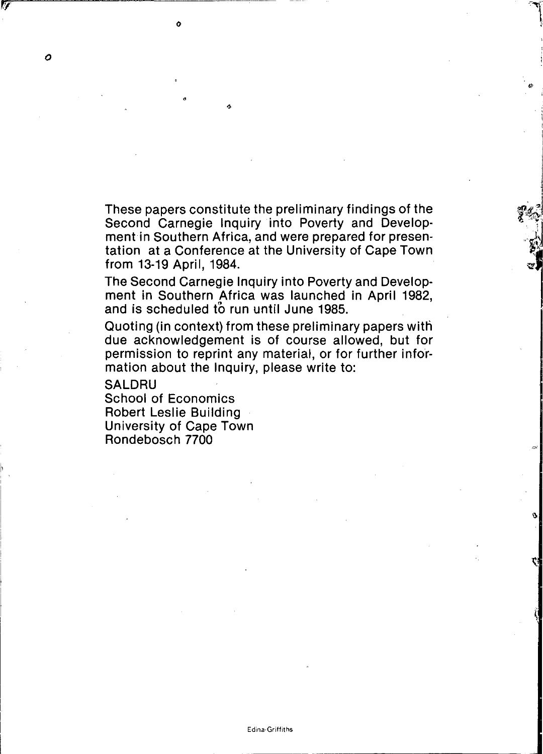These papers constitute the preliminary findings of the Second Carnegie Inquiry into Poverty and Development in Southern Africa, and were prepared for presentation at a Conference at the University of Cape Town from 13-19 April, 1984.

The Second Carnegie Inquiry into Poverty and Development in Southern Africa was launched in April 1982, and is scheduled to run until June 1985.

Quoting (in context) from these preliminary papers with due acknowledgement is of course allowed, but for permission to reprint any material, or for further information about the Inquiry, please write to:

SALDRU
School of Economics
Robert Leslie Building
University of Cape Town
Rondebosch 7700

Edina-Griffiths